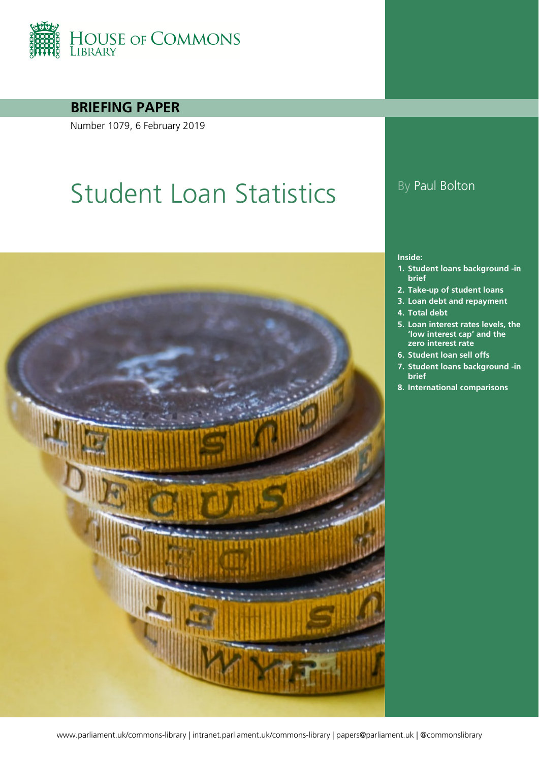HOUSE OF COMMONS LIBRARY

**BRIEFING PAPER**

Number 1079, 6 February 2019

# Student Loan Statistics

By Paul Bolton

**Inside:**

1. **Student loans background -in brief**
2. **Take-up of student loans**
3. **Loan debt and repayment**
4. **Total debt**
5. **Loan interest rates levels, the 'low interest cap' and the zero interest rate**
6. **Student loan sell offs**
7. **Student loans background -in brief**
8. **International comparisons**

www.parliament.uk/commons-library | intranet.parliament.uk/commons-library | papers@parliament.uk | @commonslibrary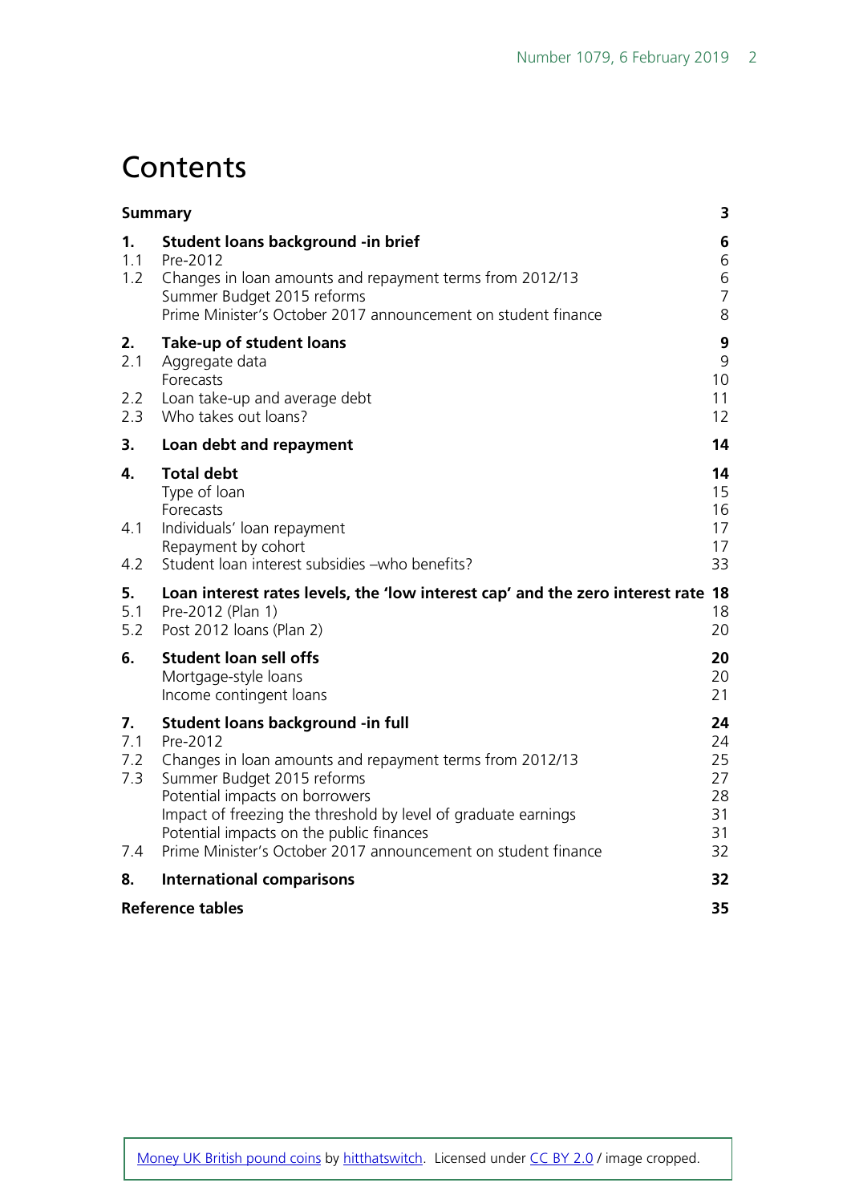# Contents

| | | |
|---|---|---|
| **Summary** | | **3** |
| **1.** | **Student loans background -in brief** | **6** |
| 1.1 | Pre-2012 | 6 |
| 1.2 | Changes in loan amounts and repayment terms from 2012/13 | 6 |
| | Summer Budget 2015 reforms | 7 |
| | Prime Minister's October 2017 announcement on student finance | 8 |
| **2.** | **Take-up of student loans** | **9** |
| 2.1 | Aggregate data | 9 |
| | Forecasts | 10 |
| 2.2 | Loan take-up and average debt | 11 |
| 2.3 | Who takes out loans? | 12 |
| **3.** | **Loan debt and repayment** | **14** |
| **4.** | **Total debt** | **14** |
| | Type of loan | 15 |
| | Forecasts | 16 |
| 4.1 | Individuals' loan repayment | 17 |
| | Repayment by cohort | 17 |
| 4.2 | Student loan interest subsidies –who benefits? | 33 |
| **5.** | **Loan interest rates levels, the 'low interest cap' and the zero interest rate** | **18** |
| 5.1 | Pre-2012 (Plan 1) | 18 |
| 5.2 | Post 2012 loans (Plan 2) | 20 |
| **6.** | **Student loan sell offs** | **20** |
| | Mortgage-style loans | 20 |
| | Income contingent loans | 21 |
| **7.** | **Student loans background -in full** | **24** |
| 7.1 | Pre-2012 | 24 |
| 7.2 | Changes in loan amounts and repayment terms from 2012/13 | 25 |
| 7.3 | Summer Budget 2015 reforms | 27 |
| | Potential impacts on borrowers | 28 |
| | Impact of freezing the threshold by level of graduate earnings | 31 |
| | Potential impacts on the public finances | 31 |
| 7.4 | Prime Minister's October 2017 announcement on student finance | 32 |
| **8.** | **International comparisons** | **32** |
| **Reference tables** | | **35** |

Money UK British pound coins by hitthatswitch. Licensed under CC BY 2.0 / image cropped.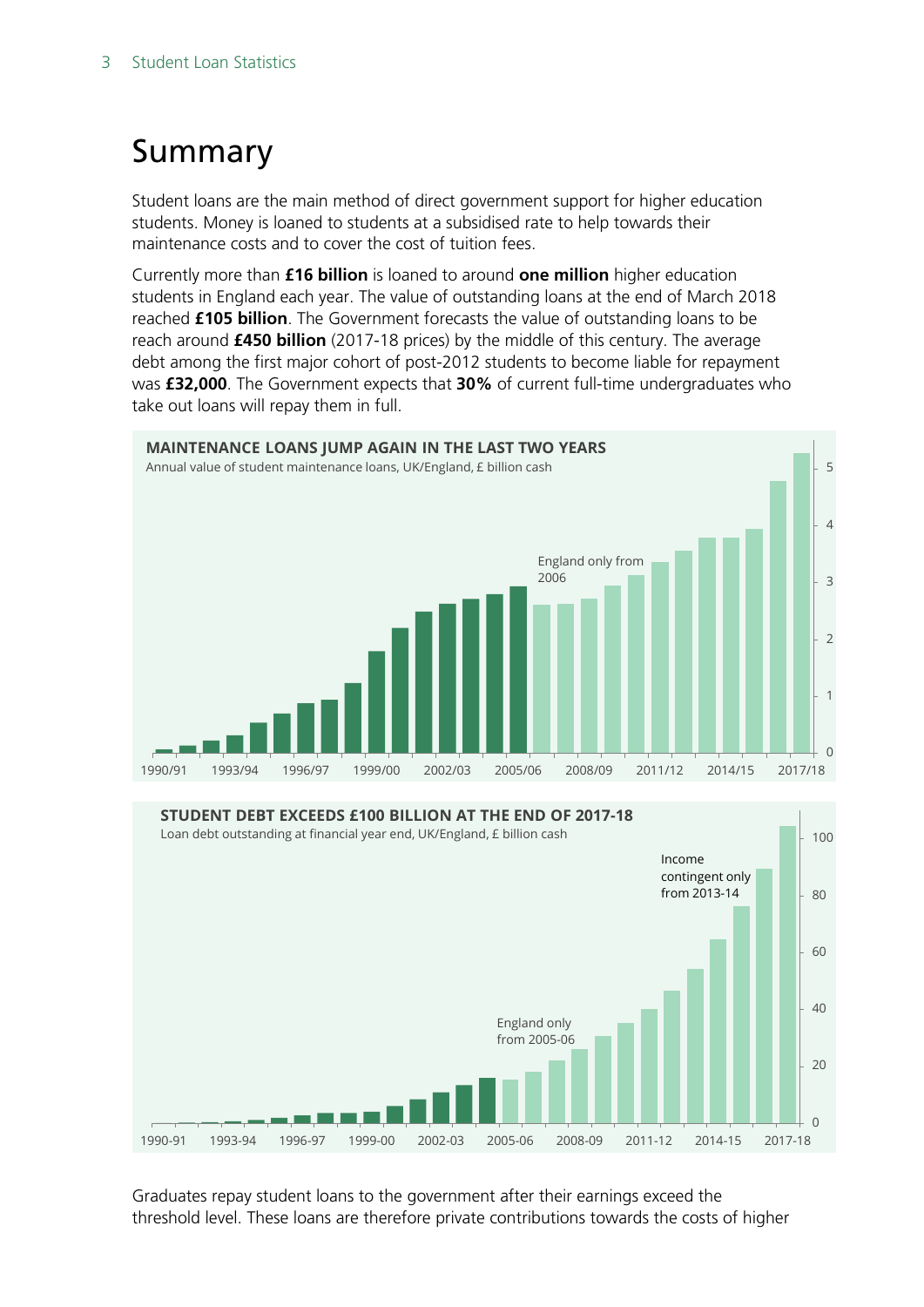# Summary

Student loans are the main method of direct government support for higher education students. Money is loaned to students at a subsidised rate to help towards their maintenance costs and to cover the cost of tuition fees.

Currently more than **£16 billion** is loaned to around **one million** higher education students in England each year. The value of outstanding loans at the end of March 2018 reached **£105 billion**. The Government forecasts the value of outstanding loans to be reach around **£450 billion** (2017-18 prices) by the middle of this century. The average debt among the first major cohort of post-2012 students to become liable for repayment was **£32,000**. The Government expects that **30%** of current full-time undergraduates who take out loans will repay them in full.

**MAINTENANCE LOANS JUMP AGAIN IN THE LAST TWO YEARS**

Annual value of student maintenance loans, UK/England, £ billion cash

England only from 2006

**STUDENT DEBT EXCEEDS £100 BILLION AT THE END OF 2017-18**

Loan debt outstanding at financial year end, UK/England, £ billion cash

England only from 2005-06

Income contingent only from 2013-14

Graduates repay student loans to the government after their earnings exceed the threshold level. These loans are therefore private contributions towards the costs of higher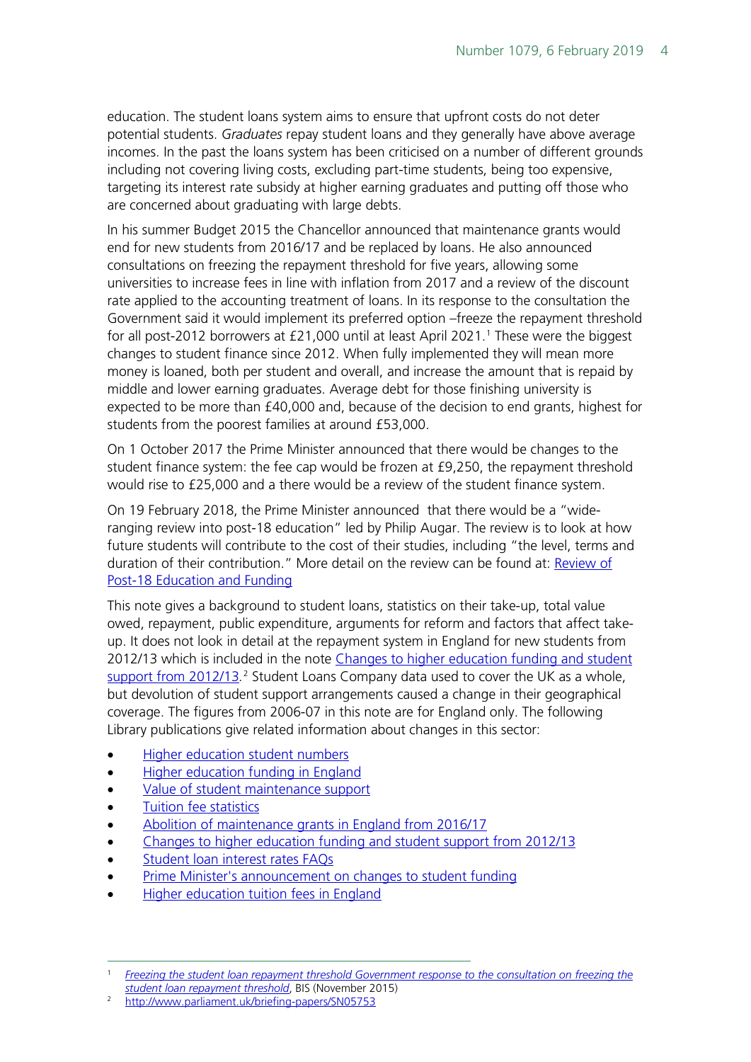education. The student loans system aims to ensure that upfront costs do not deter potential students. *Graduates* repay student loans and they generally have above average incomes. In the past the loans system has been criticised on a number of different grounds including not covering living costs, excluding part-time students, being too expensive, targeting its interest rate subsidy at higher earning graduates and putting off those who are concerned about graduating with large debts.

In his summer Budget 2015 the Chancellor announced that maintenance grants would end for new students from 2016/17 and be replaced by loans. He also announced consultations on freezing the repayment threshold for five years, allowing some universities to increase fees in line with inflation from 2017 and a review of the discount rate applied to the accounting treatment of loans. In its response to the consultation the Government said it would implement its preferred option –freeze the repayment threshold for all post-2012 borrowers at £21,000 until at least April 2021.[1] These were the biggest changes to student finance since 2012. When fully implemented they will mean more money is loaned, both per student and overall, and increase the amount that is repaid by middle and lower earning graduates. Average debt for those finishing university is expected to be more than £40,000 and, because of the decision to end grants, highest for students from the poorest families at around £53,000.

On 1 October 2017 the Prime Minister announced that there would be changes to the student finance system: the fee cap would be frozen at £9,250, the repayment threshold would rise to £25,000 and a there would be a review of the student finance system.

On 19 February 2018, the Prime Minister announced that there would be a "wide-ranging review into post-18 education" led by Philip Augar. The review is to look at how future students will contribute to the cost of their studies, including "the level, terms and duration of their contribution." More detail on the review can be found at: Review of Post-18 Education and Funding

This note gives a background to student loans, statistics on their take-up, total value owed, repayment, public expenditure, arguments for reform and factors that affect take-up. It does not look in detail at the repayment system in England for new students from 2012/13 which is included in the note Changes to higher education funding and student support from 2012/13.[2] Student Loans Company data used to cover the UK as a whole, but devolution of student support arrangements caused a change in their geographical coverage. The figures from 2006-07 in this note are for England only. The following Library publications give related information about changes in this sector:

- Higher education student numbers
- Higher education funding in England
- Value of student maintenance support
- Tuition fee statistics
- Abolition of maintenance grants in England from 2016/17
- Changes to higher education funding and student support from 2012/13
- Student loan interest rates FAQs
- Prime Minister's announcement on changes to student funding
- Higher education tuition fees in England

---

[1] *Freezing the student loan repayment threshold Government response to the consultation on freezing the student loan repayment threshold*, BIS (November 2015)

[2] http://www.parliament.uk/briefing-papers/SN05753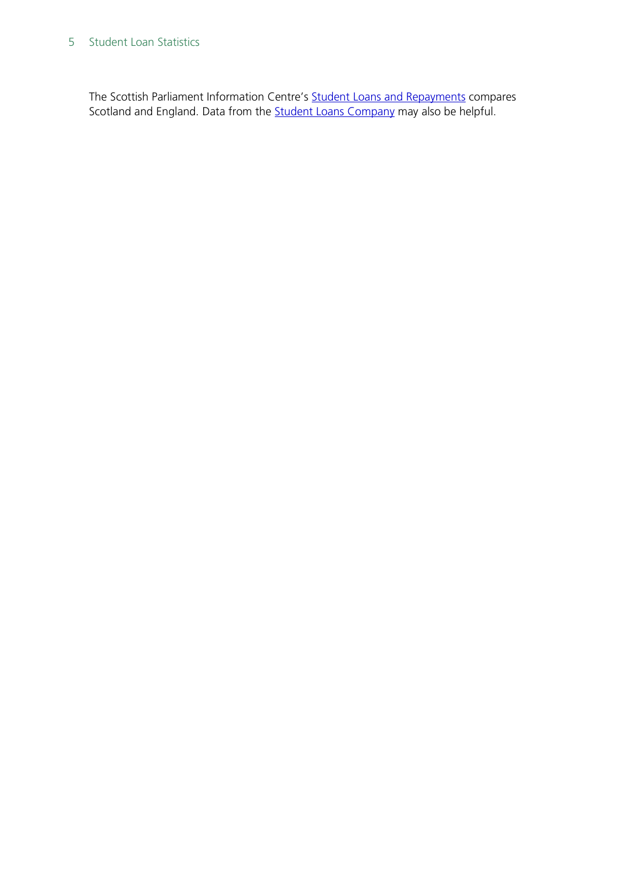The Scottish Parliament Information Centre's Student Loans and Repayments compares Scotland and England. Data from the Student Loans Company may also be helpful.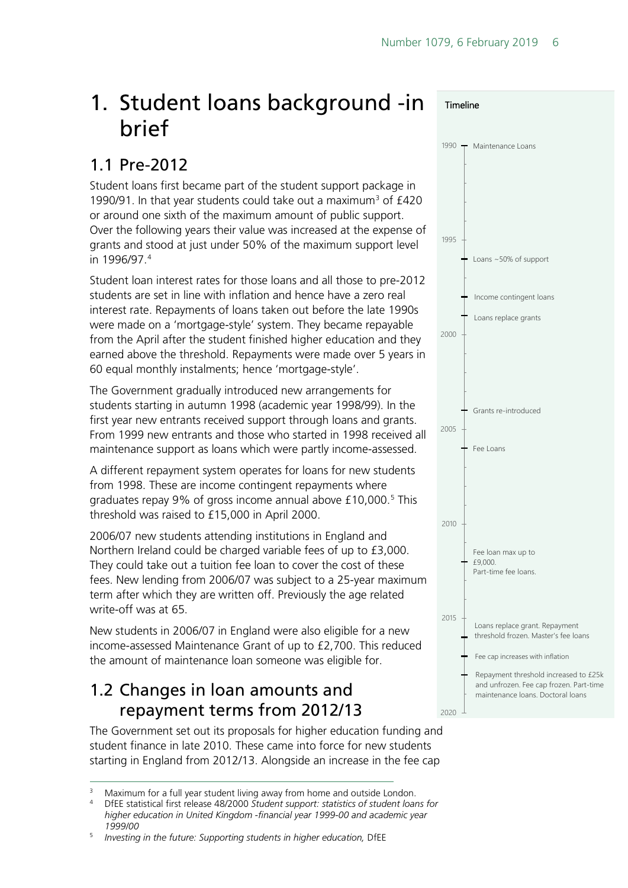# 1. Student loans background -in brief

## 1.1 Pre-2012

Student loans first became part of the student support package in 1990/91. In that year students could take out a maximum[3] of £420 or around one sixth of the maximum amount of public support. Over the following years their value was increased at the expense of grants and stood at just under 50% of the maximum support level in 1996/97.[4]

Student loan interest rates for those loans and all those to pre-2012 students are set in line with inflation and hence have a zero real interest rate. Repayments of loans taken out before the late 1990s were made on a 'mortgage-style' system. They became repayable from the April after the student finished higher education and they earned above the threshold. Repayments were made over 5 years in 60 equal monthly instalments; hence 'mortgage-style'.

The Government gradually introduced new arrangements for students starting in autumn 1998 (academic year 1998/99). In the first year new entrants received support through loans and grants. From 1999 new entrants and those who started in 1998 received all maintenance support as loans which were partly income-assessed.

A different repayment system operates for loans for new students from 1998. These are income contingent repayments where graduates repay 9% of gross income annual above £10,000.[5] This threshold was raised to £15,000 in April 2000.

2006/07 new students attending institutions in England and Northern Ireland could be charged variable fees of up to £3,000. They could take out a tuition fee loan to cover the cost of these fees. New lending from 2006/07 was subject to a 25-year maximum term after which they are written off. Previously the age related write-off was at 65.

New students in 2006/07 in England were also eligible for a new income-assessed Maintenance Grant of up to £2,700. This reduced the amount of maintenance loan someone was eligible for.

## 1.2 Changes in loan amounts and repayment terms from 2012/13

The Government set out its proposals for higher education funding and student finance in late 2010. These came into force for new students starting in England from 2012/13. Alongside an increase in the fee cap

**Timeline**

- 1990 – Maintenance Loans
- Loans ~50% of support
- Income contingent loans
- Loans replace grants
- Grants re-introduced
- Fee Loans
- Fee loan max up to £9,000. Part-time fee loans.
- Loans replace grant. Repayment threshold frozen. Master's fee loans
- Fee cap increases with inflation
- Repayment threshold increased to £25k and unfrozen. Fee cap frozen. Part-time maintenance loans. Doctoral loans

---

[3] Maximum for a full year student living away from home and outside London.

[4] DfEE statistical first release 48/2000 *Student support: statistics of student loans for higher education in United Kingdom -financial year 1999-00 and academic year 1999/00*

[5] *Investing in the future: Supporting students in higher education,* DfEE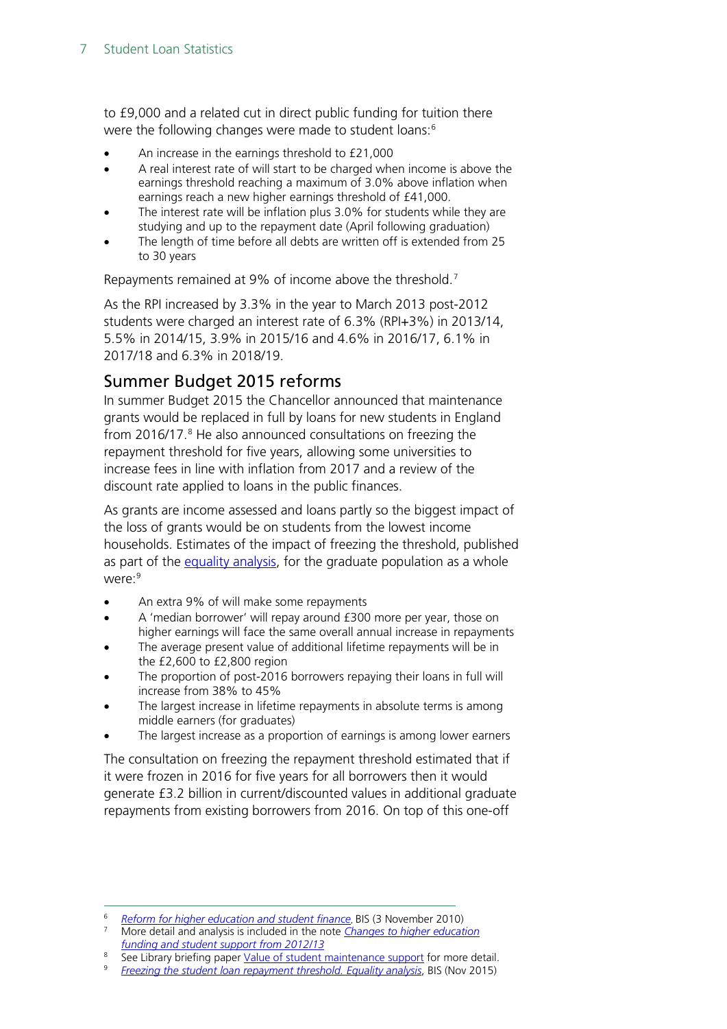to £9,000 and a related cut in direct public funding for tuition there were the following changes were made to student loans:[6]

- An increase in the earnings threshold to £21,000
- A real interest rate of will start to be charged when income is above the earnings threshold reaching a maximum of 3.0% above inflation when earnings reach a new higher earnings threshold of £41,000.
- The interest rate will be inflation plus 3.0% for students while they are studying and up to the repayment date (April following graduation)
- The length of time before all debts are written off is extended from 25 to 30 years

Repayments remained at 9% of income above the threshold.[7]

As the RPI increased by 3.3% in the year to March 2013 post-2012 students were charged an interest rate of 6.3% (RPI+3%) in 2013/14, 5.5% in 2014/15, 3.9% in 2015/16 and 4.6% in 2016/17, 6.1% in 2017/18 and 6.3% in 2018/19.

## Summer Budget 2015 reforms

In summer Budget 2015 the Chancellor announced that maintenance grants would be replaced in full by loans for new students in England from 2016/17.[8] He also announced consultations on freezing the repayment threshold for five years, allowing some universities to increase fees in line with inflation from 2017 and a review of the discount rate applied to loans in the public finances.

As grants are income assessed and loans partly so the biggest impact of the loss of grants would be on students from the lowest income households. Estimates of the impact of freezing the threshold, published as part of the equality analysis, for the graduate population as a whole were:[9]

- An extra 9% of will make some repayments
- A 'median borrower' will repay around £300 more per year, those on higher earnings will face the same overall annual increase in repayments
- The average present value of additional lifetime repayments will be in the £2,600 to £2,800 region
- The proportion of post-2016 borrowers repaying their loans in full will increase from 38% to 45%
- The largest increase in lifetime repayments in absolute terms is among middle earners (for graduates)
- The largest increase as a proportion of earnings is among lower earners

The consultation on freezing the repayment threshold estimated that if it were frozen in 2016 for five years for all borrowers then it would generate £3.2 billion in current/discounted values in additional graduate repayments from existing borrowers from 2016. On top of this one-off

---

[6] *Reform for higher education and student finance*, BIS (3 November 2010)

[7] More detail and analysis is included in the note *Changes to higher education funding and student support from 2012/13*

[8] See Library briefing paper Value of student maintenance support for more detail.

[9] *Freezing the student loan repayment threshold. Equality analysis*, BIS (Nov 2015)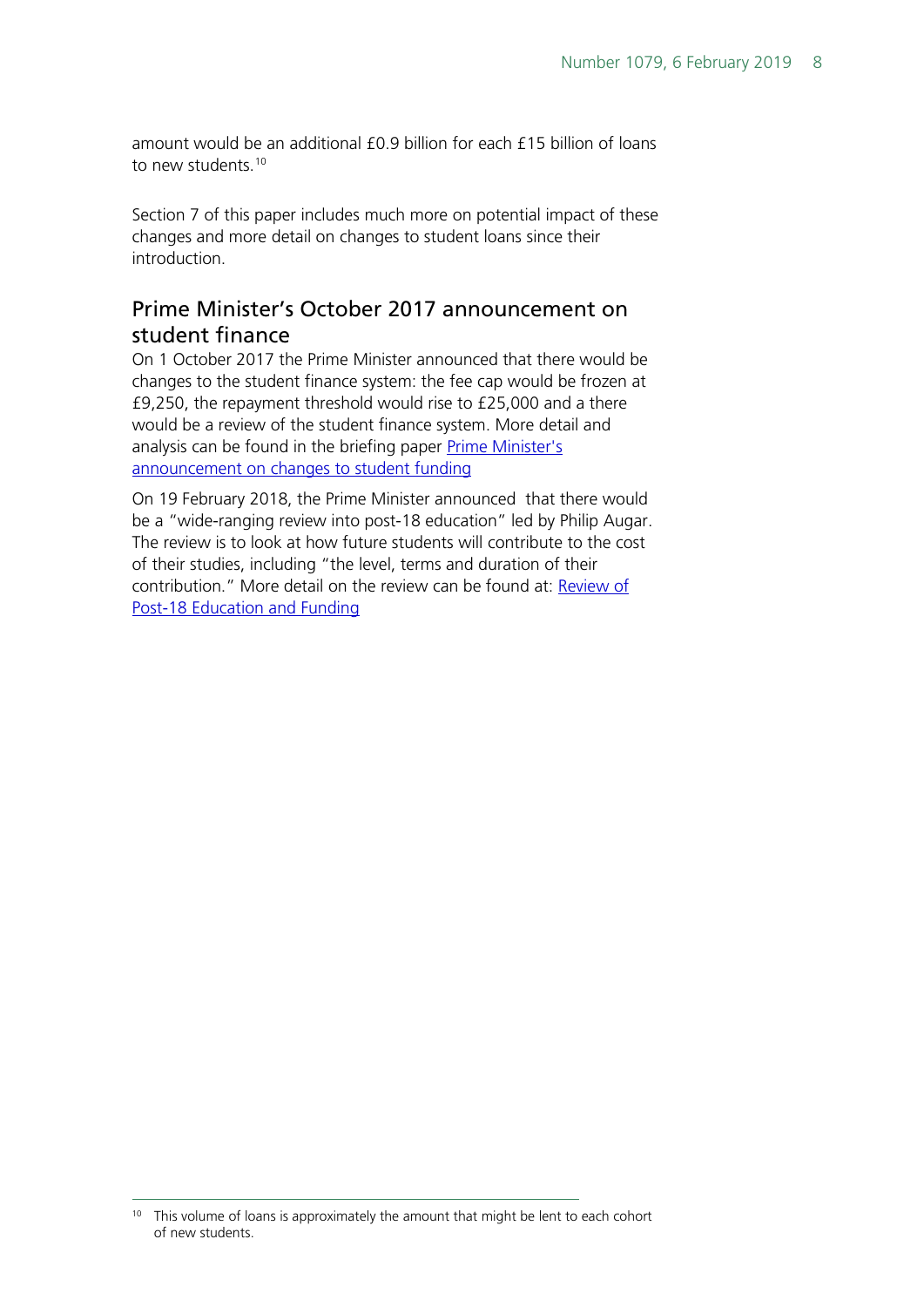amount would be an additional £0.9 billion for each £15 billion of loans to new students.[10]

Section 7 of this paper includes much more on potential impact of these changes and more detail on changes to student loans since their introduction.

## Prime Minister's October 2017 announcement on student finance

On 1 October 2017 the Prime Minister announced that there would be changes to the student finance system: the fee cap would be frozen at £9,250, the repayment threshold would rise to £25,000 and a there would be a review of the student finance system. More detail and analysis can be found in the briefing paper [Prime Minister's announcement on changes to student funding]

On 19 February 2018, the Prime Minister announced that there would be a "wide-ranging review into post-18 education" led by Philip Augar. The review is to look at how future students will contribute to the cost of their studies, including "the level, terms and duration of their contribution." More detail on the review can be found at: [Review of Post-18 Education and Funding]

[10] This volume of loans is approximately the amount that might be lent to each cohort of new students.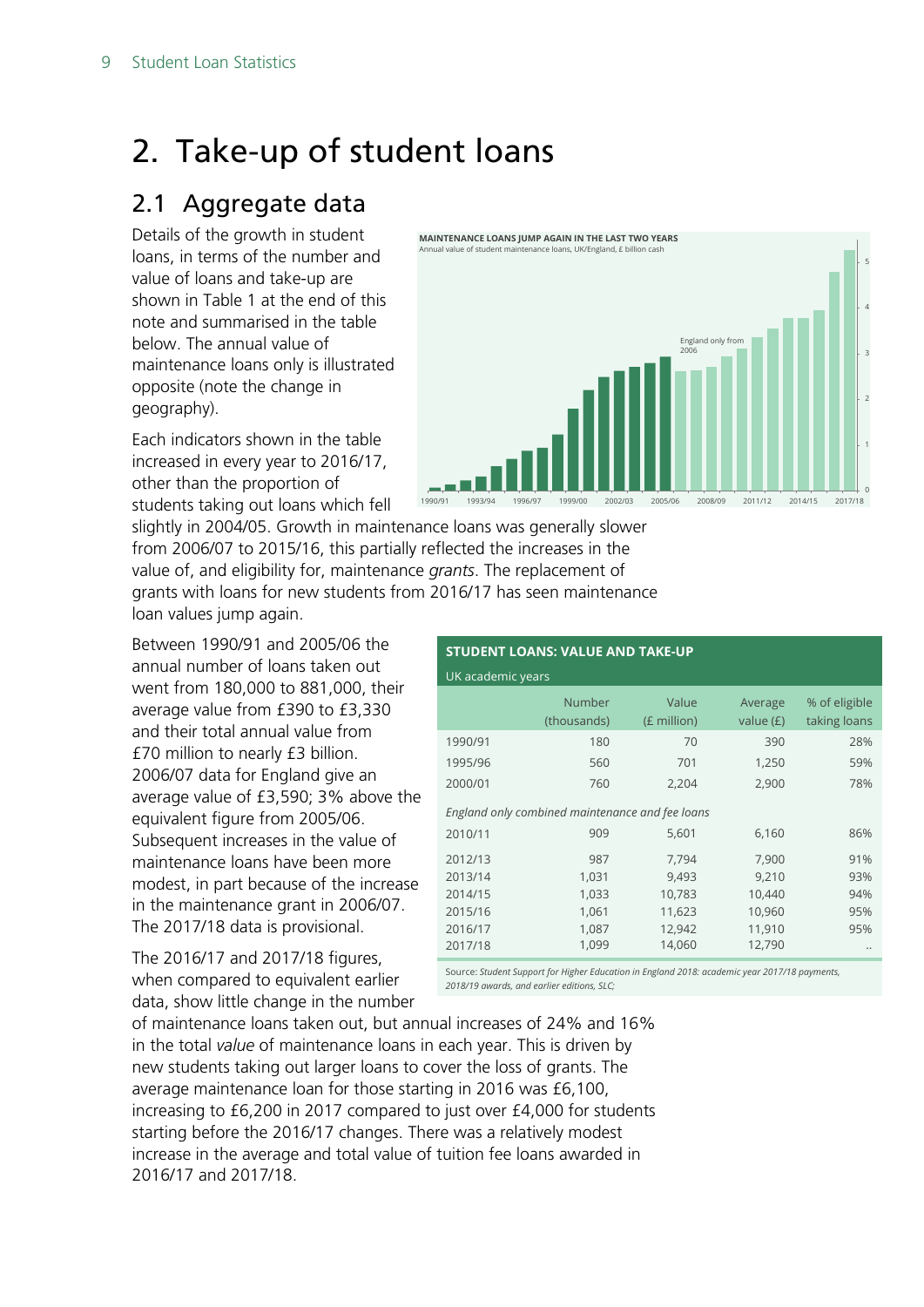// Chart on page (not detected as an image): "MAINTENANCE LOANS JUMP AGAIN IN THE LAST TWO YEARS" — Annual value of student maintenance loans, UK/England, £ billion cash; annotation "England only from 2006"; x-axis 1990/91 to 2017/18; y-axis 0 to 5.
# 2. Take-up of student loans

## 2.1 Aggregate data

Details of the growth in student loans, in terms of the number and value of loans and take-up are shown in Table 1 at the end of this note and summarised in the table below. The annual value of maintenance loans only is illustrated opposite (note the change in geography).

Each indicators shown in the table increased in every year to 2016/17, other than the proportion of students taking out loans which fell slightly in 2004/05. Growth in maintenance loans was generally slower from 2006/07 to 2015/16, this partially reflected the increases in the value of, and eligibility for, maintenance *grants*. The replacement of grants with loans for new students from 2016/17 has seen maintenance loan values jump again.

Between 1990/91 and 2005/06 the annual number of loans taken out went from 180,000 to 881,000, their average value from £390 to £3,330 and their total annual value from £70 million to nearly £3 billion. 2006/07 data for England give an average value of £3,590; 3% above the equivalent figure from 2005/06. Subsequent increases in the value of maintenance loans have been more modest, in part because of the increase in the maintenance grant in 2006/07. The 2017/18 data is provisional.

**STUDENT LOANS: VALUE AND TAKE-UP**

UK academic years

| | Number (thousands) | Value (£ million) | Average value (£) | % of eligible taking loans |
|---|---|---|---|---|
| 1990/91 | 180 | 70 | 390 | 28% |
| 1995/96 | 560 | 701 | 1,250 | 59% |
| 2000/01 | 760 | 2,204 | 2,900 | 78% |
| *England only combined maintenance and fee loans* | | | | |
| 2010/11 | 909 | 5,601 | 6,160 | 86% |
| 2012/13 | 987 | 7,794 | 7,900 | 91% |
| 2013/14 | 1,031 | 9,493 | 9,210 | 93% |
| 2014/15 | 1,033 | 10,783 | 10,440 | 94% |
| 2015/16 | 1,061 | 11,623 | 10,960 | 95% |
| 2016/17 | 1,087 | 12,942 | 11,910 | 95% |
| 2017/18 | 1,099 | 14,060 | 12,790 | .. |

Source: *Student Support for Higher Education in England 2018: academic year 2017/18 payments, 2018/19 awards, and earlier editions, SLC;*

The 2016/17 and 2017/18 figures, when compared to equivalent earlier data, show little change in the number of maintenance loans taken out, but annual increases of 24% and 16% in the total *value* of maintenance loans in each year. This is driven by new students taking out larger loans to cover the loss of grants. The average maintenance loan for those starting in 2016 was £6,100, increasing to £6,200 in 2017 compared to just over £4,000 for students starting before the 2016/17 changes. There was a relatively modest increase in the average and total value of tuition fee loans awarded in 2016/17 and 2017/18.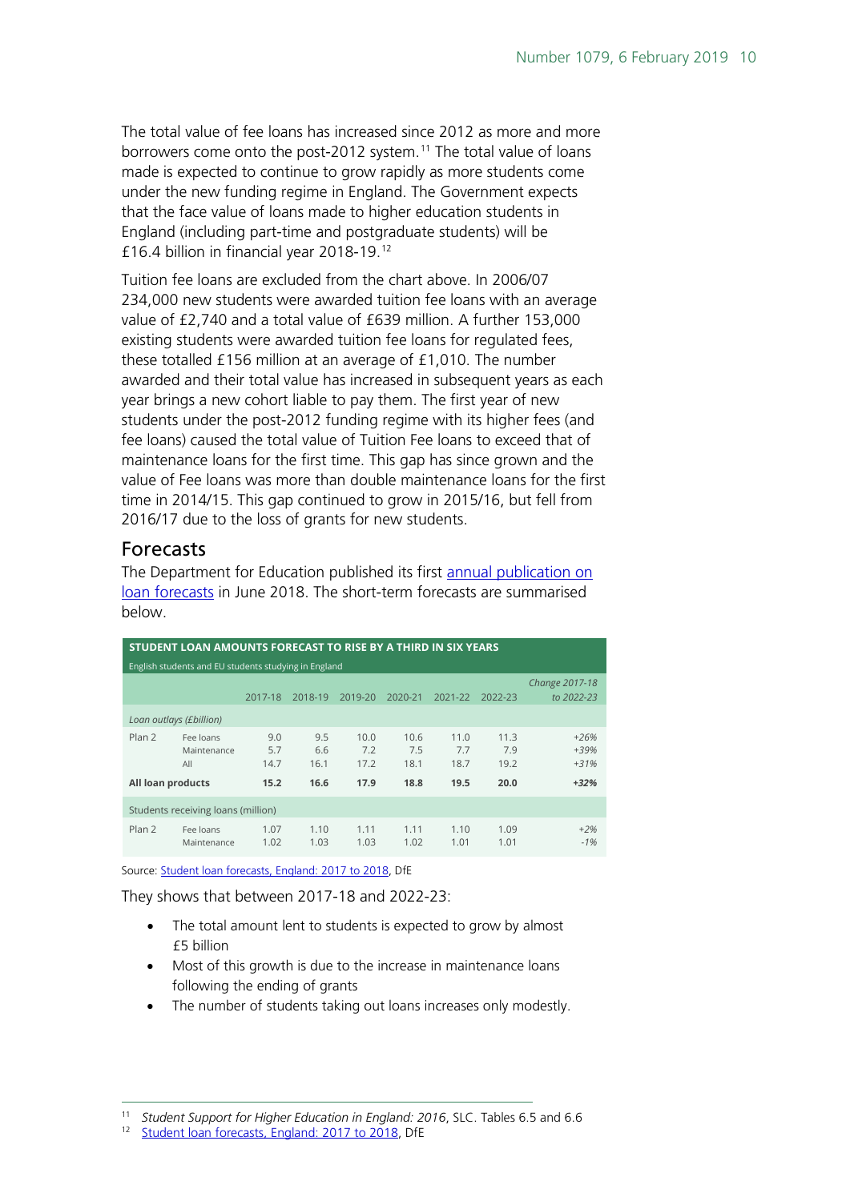The total value of fee loans has increased since 2012 as more and more borrowers come onto the post-2012 system.[11] The total value of loans made is expected to continue to grow rapidly as more students come under the new funding regime in England. The Government expects that the face value of loans made to higher education students in England (including part-time and postgraduate students) will be £16.4 billion in financial year 2018-19.[12]

Tuition fee loans are excluded from the chart above. In 2006/07 234,000 new students were awarded tuition fee loans with an average value of £2,740 and a total value of £639 million. A further 153,000 existing students were awarded tuition fee loans for regulated fees, these totalled £156 million at an average of £1,010. The number awarded and their total value has increased in subsequent years as each year brings a new cohort liable to pay them. The first year of new students under the post-2012 funding regime with its higher fees (and fee loans) caused the total value of Tuition Fee loans to exceed that of maintenance loans for the first time. This gap has since grown and the value of Fee loans was more than double maintenance loans for the first time in 2014/15. This gap continued to grow in 2015/16, but fell from 2016/17 due to the loss of grants for new students.

## Forecasts

The Department for Education published its first annual publication on loan forecasts in June 2018. The short-term forecasts are summarised below.

**STUDENT LOAN AMOUNTS FORECAST TO RISE BY A THIRD IN SIX YEARS**

English students and EU students studying in England

| | | 2017-18 | 2018-19 | 2019-20 | 2020-21 | 2021-22 | 2022-23 | *Change 2017-18 to 2022-23* |
|---|---|---|---|---|---|---|---|---|
| *Loan outlays (£billion)* | | | | | | | | |
| Plan 2 | Fee loans | 9.0 | 9.5 | 10.0 | 10.6 | 11.0 | 11.3 | *+26%* |
| | Maintenance | 5.7 | 6.6 | 7.2 | 7.5 | 7.7 | 7.9 | *+39%* |
| | All | 14.7 | 16.1 | 17.2 | 18.1 | 18.7 | 19.2 | *+31%* |
| **All loan products** | | **15.2** | **16.6** | **17.9** | **18.8** | **19.5** | **20.0** | ***+32%*** |
| Students receiving loans (million) | | | | | | | | |
| Plan 2 | Fee loans | 1.07 | 1.10 | 1.11 | 1.11 | 1.10 | 1.09 | *+2%* |
| | Maintenance | 1.02 | 1.03 | 1.03 | 1.02 | 1.01 | 1.01 | *-1%* |

Source: Student loan forecasts, England: 2017 to 2018, DfE

They shows that between 2017-18 and 2022-23:

- The total amount lent to students is expected to grow by almost £5 billion
- Most of this growth is due to the increase in maintenance loans following the ending of grants
- The number of students taking out loans increases only modestly.

[11] *Student Support for Higher Education in England: 2016*, SLC. Tables 6.5 and 6.6

[12] Student loan forecasts, England: 2017 to 2018, DfE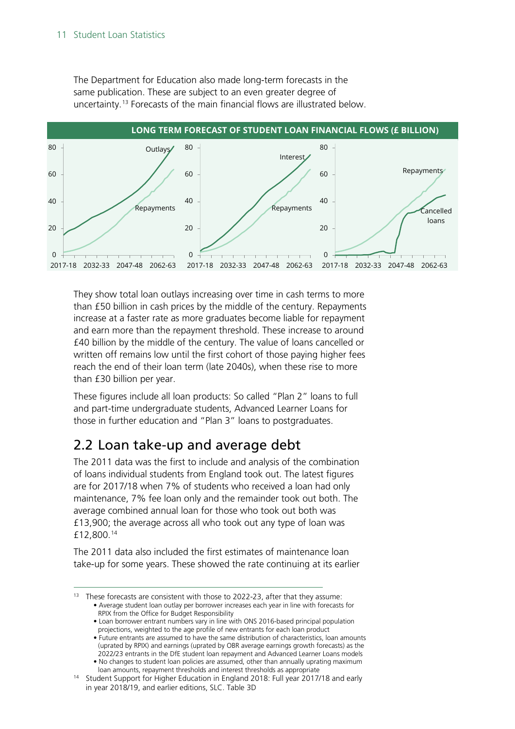The Department for Education also made long-term forecasts in the same publication. These are subject to an even greater degree of uncertainty.[13] Forecasts of the main financial flows are illustrated below.

**LONG TERM FORECAST OF STUDENT LOAN FINANCIAL FLOWS (£ BILLION)**

They show total loan outlays increasing over time in cash terms to more than £50 billion in cash prices by the middle of the century. Repayments increase at a faster rate as more graduates become liable for repayment and earn more than the repayment threshold. These increase to around £40 billion by the middle of the century. The value of loans cancelled or written off remains low until the first cohort of those paying higher fees reach the end of their loan term (late 2040s), when these rise to more than £30 billion per year.

These figures include all loan products: So called "Plan 2" loans to full and part-time undergraduate students, Advanced Learner Loans for those in further education and "Plan 3" loans to postgraduates.

## 2.2 Loan take-up and average debt

The 2011 data was the first to include and analysis of the combination of loans individual students from England took out. The latest figures are for 2017/18 when 7% of students who received a loan had only maintenance, 7% fee loan only and the remainder took out both. The average combined annual loan for those who took out both was £13,900; the average across all who took out any type of loan was £12,800.[14]

The 2011 data also included the first estimates of maintenance loan take-up for some years. These showed the rate continuing at its earlier

---

[13] These forecasts are consistent with those to 2022-23, after that they assume:
- Average student loan outlay per borrower increases each year in line with forecasts for RPIX from the Office for Budget Responsibility
- Loan borrower entrant numbers vary in line with ONS 2016-based principal population projections, weighted to the age profile of new entrants for each loan product
- Future entrants are assumed to have the same distribution of characteristics, loan amounts (uprated by RPIX) and earnings (uprated by OBR average earnings growth forecasts) as the 2022/23 entrants in the DfE student loan repayment and Advanced Learner Loans models
- No changes to student loan policies are assumed, other than annually uprating maximum loan amounts, repayment thresholds and interest thresholds as appropriate

[14] Student Support for Higher Education in England 2018: Full year 2017/18 and early in year 2018/19, and earlier editions, SLC. Table 3D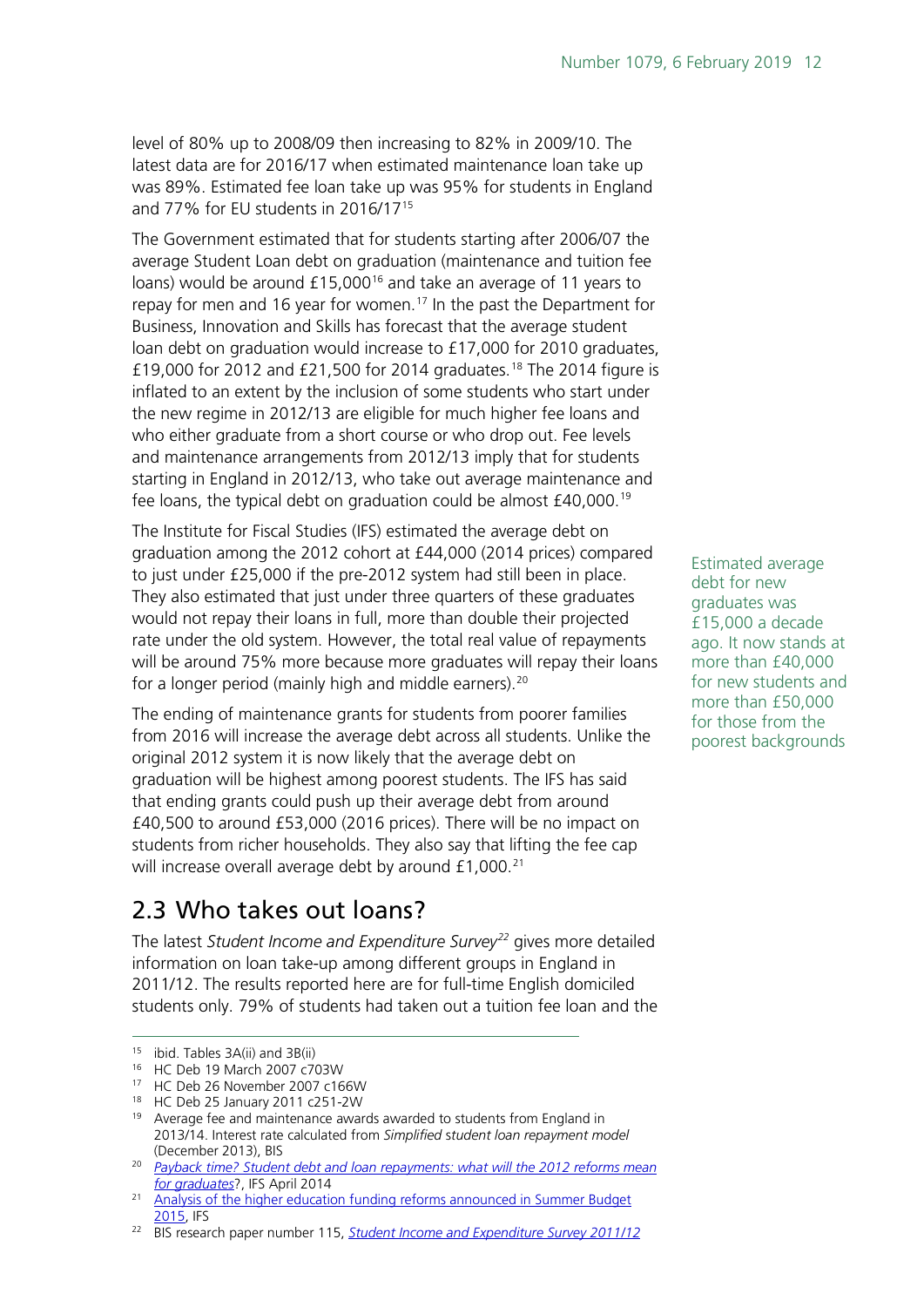level of 80% up to 2008/09 then increasing to 82% in 2009/10. The latest data are for 2016/17 when estimated maintenance loan take up was 89%. Estimated fee loan take up was 95% for students in England and 77% for EU students in 2016/17[15]

The Government estimated that for students starting after 2006/07 the average Student Loan debt on graduation (maintenance and tuition fee loans) would be around £15,000[16] and take an average of 11 years to repay for men and 16 year for women.[17] In the past the Department for Business, Innovation and Skills has forecast that the average student loan debt on graduation would increase to £17,000 for 2010 graduates, £19,000 for 2012 and £21,500 for 2014 graduates.[18] The 2014 figure is inflated to an extent by the inclusion of some students who start under the new regime in 2012/13 are eligible for much higher fee loans and who either graduate from a short course or who drop out. Fee levels and maintenance arrangements from 2012/13 imply that for students starting in England in 2012/13, who take out average maintenance and fee loans, the typical debt on graduation could be almost £40,000.[19]

The Institute for Fiscal Studies (IFS) estimated the average debt on graduation among the 2012 cohort at £44,000 (2014 prices) compared to just under £25,000 if the pre-2012 system had still been in place. They also estimated that just under three quarters of these graduates would not repay their loans in full, more than double their projected rate under the old system. However, the total real value of repayments will be around 75% more because more graduates will repay their loans for a longer period (mainly high and middle earners).[20]

Estimated average debt for new graduates was £15,000 a decade ago. It now stands at more than £40,000 for new students and more than £50,000 for those from the poorest backgrounds

The ending of maintenance grants for students from poorer families from 2016 will increase the average debt across all students. Unlike the original 2012 system it is now likely that the average debt on graduation will be highest among poorest students. The IFS has said that ending grants could push up their average debt from around £40,500 to around £53,000 (2016 prices). There will be no impact on students from richer households. They also say that lifting the fee cap will increase overall average debt by around £1,000.[21]

## 2.3 Who takes out loans?

The latest *Student Income and Expenditure Survey*[22] gives more detailed information on loan take-up among different groups in England in 2011/12. The results reported here are for full-time English domiciled students only. 79% of students had taken out a tuition fee loan and the

---

[15] ibid. Tables 3A(ii) and 3B(ii)

[16] HC Deb 19 March 2007 c703W

[17] HC Deb 26 November 2007 c166W

[18] HC Deb 25 January 2011 c251-2W

[19] Average fee and maintenance awards awarded to students from England in 2013/14. Interest rate calculated from *Simplified student loan repayment model* (December 2013), BIS

[20] *Payback time? Student debt and loan repayments: what will the 2012 reforms mean for graduates*?, IFS April 2014

[21] Analysis of the higher education funding reforms announced in Summer Budget 2015, IFS

[22] BIS research paper number 115, *Student Income and Expenditure Survey 2011/12*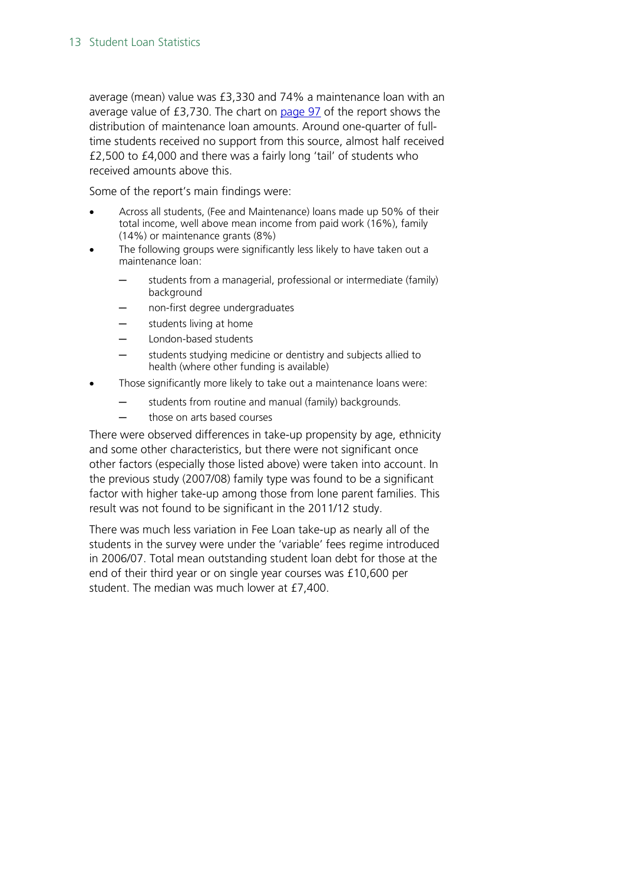average (mean) value was £3,330 and 74% a maintenance loan with an average value of £3,730. The chart on [page 97](#) of the report shows the distribution of maintenance loan amounts. Around one-quarter of full-time students received no support from this source, almost half received £2,500 to £4,000 and there was a fairly long 'tail' of students who received amounts above this.

Some of the report's main findings were:

- Across all students, (Fee and Maintenance) loans made up 50% of their total income, well above mean income from paid work (16%), family (14%) or maintenance grants (8%)
- The following groups were significantly less likely to have taken out a maintenance loan:
  - students from a managerial, professional or intermediate (family) background
  - non-first degree undergraduates
  - students living at home
  - London-based students
  - students studying medicine or dentistry and subjects allied to health (where other funding is available)
- Those significantly more likely to take out a maintenance loans were:
  - students from routine and manual (family) backgrounds.
  - those on arts based courses

There were observed differences in take-up propensity by age, ethnicity and some other characteristics, but there were not significant once other factors (especially those listed above) were taken into account. In the previous study (2007/08) family type was found to be a significant factor with higher take-up among those from lone parent families. This result was not found to be significant in the 2011/12 study.

There was much less variation in Fee Loan take-up as nearly all of the students in the survey were under the 'variable' fees regime introduced in 2006/07. Total mean outstanding student loan debt for those at the end of their third year or on single year courses was £10,600 per student. The median was much lower at £7,400.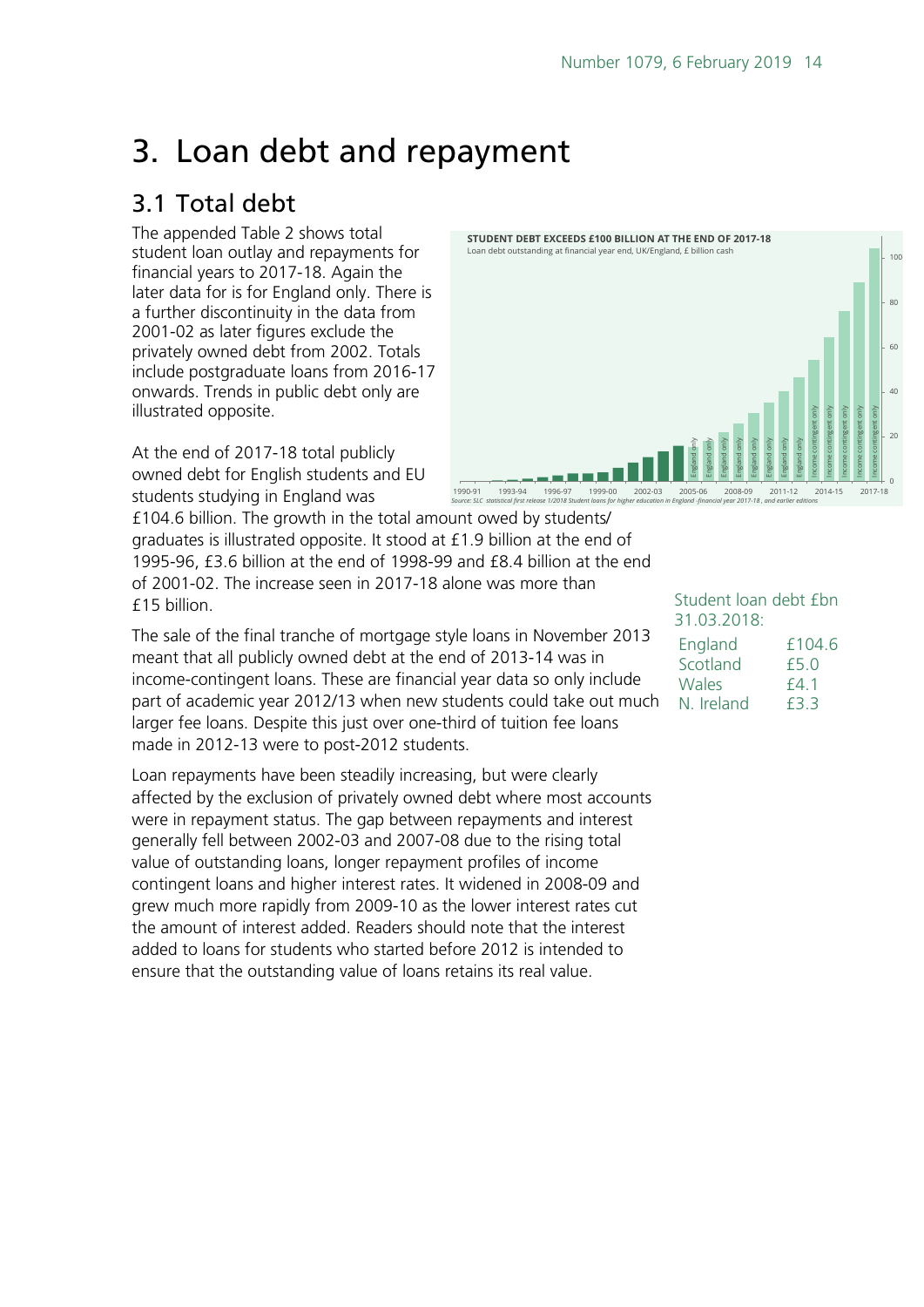# 3. Loan debt and repayment

## 3.1 Total debt

The appended Table 2 shows total student loan outlay and repayments for financial years to 2017-18. Again the later data for is for England only. There is a further discontinuity in the data from 2001-02 as later figures exclude the privately owned debt from 2002. Totals include postgraduate loans from 2016-17 onwards. Trends in public debt only are illustrated opposite.

**STUDENT DEBT EXCEEDS £100 BILLION AT THE END OF 2017-18**

Loan debt outstanding at financial year end, UK/England, £ billion cash

*Source: SLC statistical first release 1/2018 Student loans for higher education in England -financial year 2017-18 , and earlier editions*

At the end of 2017-18 total publicly owned debt for English students and EU students studying in England was £104.6 billion. The growth in the total amount owed by students/ graduates is illustrated opposite. It stood at £1.9 billion at the end of 1995-96, £3.6 billion at the end of 1998-99 and £8.4 billion at the end of 2001-02. The increase seen in 2017-18 alone was more than £15 billion.

Student loan debt £bn 31.03.2018:

| | |
|---|---|
| England | £104.6 |
| Scotland | £5.0 |
| Wales | £4.1 |
| N. Ireland | £3.3 |

The sale of the final tranche of mortgage style loans in November 2013 meant that all publicly owned debt at the end of 2013-14 was in income-contingent loans. These are financial year data so only include part of academic year 2012/13 when new students could take out much larger fee loans. Despite this just over one-third of tuition fee loans made in 2012-13 were to post-2012 students.

Loan repayments have been steadily increasing, but were clearly affected by the exclusion of privately owned debt where most accounts were in repayment status. The gap between repayments and interest generally fell between 2002-03 and 2007-08 due to the rising total value of outstanding loans, longer repayment profiles of income contingent loans and higher interest rates. It widened in 2008-09 and grew much more rapidly from 2009-10 as the lower interest rates cut the amount of interest added. Readers should note that the interest added to loans for students who started before 2012 is intended to ensure that the outstanding value of loans retains its real value.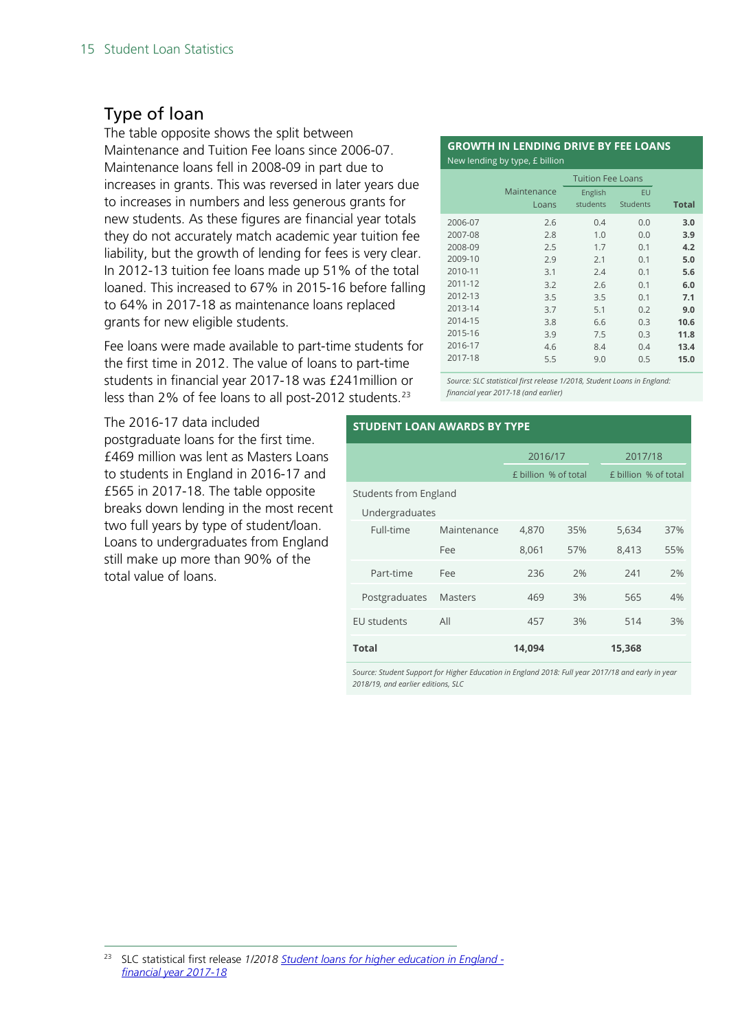## Type of loan

The table opposite shows the split between Maintenance and Tuition Fee loans since 2006-07. Maintenance loans fell in 2008-09 in part due to increases in grants. This was reversed in later years due to increases in numbers and less generous grants for new students. As these figures are financial year totals they do not accurately match academic year tuition fee liability, but the growth of lending for fees is very clear. In 2012-13 tuition fee loans made up 51% of the total loaned. This increased to 67% in 2015-16 before falling to 64% in 2017-18 as maintenance loans replaced grants for new eligible students.

Fee loans were made available to part-time students for the first time in 2012. The value of loans to part-time students in financial year 2017-18 was £241million or less than 2% of fee loans to all post-2012 students.[23]

**GROWTH IN LENDING DRIVE BY FEE LOANS**
New lending by type, £ billion

| | Maintenance Loans | Tuition Fee Loans | | Total |
|---|---|---|---|---|
| | | English students | EU Students | |
| 2006-07 | 2.6 | 0.4 | 0.0 | **3.0** |
| 2007-08 | 2.8 | 1.0 | 0.0 | **3.9** |
| 2008-09 | 2.5 | 1.7 | 0.1 | **4.2** |
| 2009-10 | 2.9 | 2.1 | 0.1 | **5.0** |
| 2010-11 | 3.1 | 2.4 | 0.1 | **5.6** |
| 2011-12 | 3.2 | 2.6 | 0.1 | **6.0** |
| 2012-13 | 3.5 | 3.5 | 0.1 | **7.1** |
| 2013-14 | 3.7 | 5.1 | 0.2 | **9.0** |
| 2014-15 | 3.8 | 6.6 | 0.3 | **10.6** |
| 2015-16 | 3.9 | 7.5 | 0.3 | **11.8** |
| 2016-17 | 4.6 | 8.4 | 0.4 | **13.4** |
| 2017-18 | 5.5 | 9.0 | 0.5 | **15.0** |

*Source: SLC statistical first release 1/2018, Student Loans in England: financial year 2017-18 (and earlier)*

The 2016-17 data included postgraduate loans for the first time. £469 million was lent as Masters Loans to students in England in 2016-17 and £565 in 2017-18. The table opposite breaks down lending in the most recent two full years by type of student/loan. Loans to undergraduates from England still make up more than 90% of the total value of loans.

**STUDENT LOAN AWARDS BY TYPE**

| | | | 2016/17 | | 2017/18 | |
|---|---|---|---|---|---|---|
| | | | £ billion | % of total | £ billion | % of total |
| Students from England | | | | | | |
| Undergraduates | | | | | | |
| | Full-time | Maintenance | 4,870 | 35% | 5,634 | 37% |
| | | Fee | 8,061 | 57% | 8,413 | 55% |
| | Part-time | Fee | 236 | 2% | 241 | 2% |
| Postgraduates | | Masters | 469 | 3% | 565 | 4% |
| EU students | | All | 457 | 3% | 514 | 3% |
| **Total** | | | **14,094** | | **15,368** | |

*Source: Student Support for Higher Education in England 2018: Full year 2017/18 and early in year 2018/19, and earlier editions, SLC*

[23] SLC statistical first release *1/2018 Student loans for higher education in England - financial year 2017-18*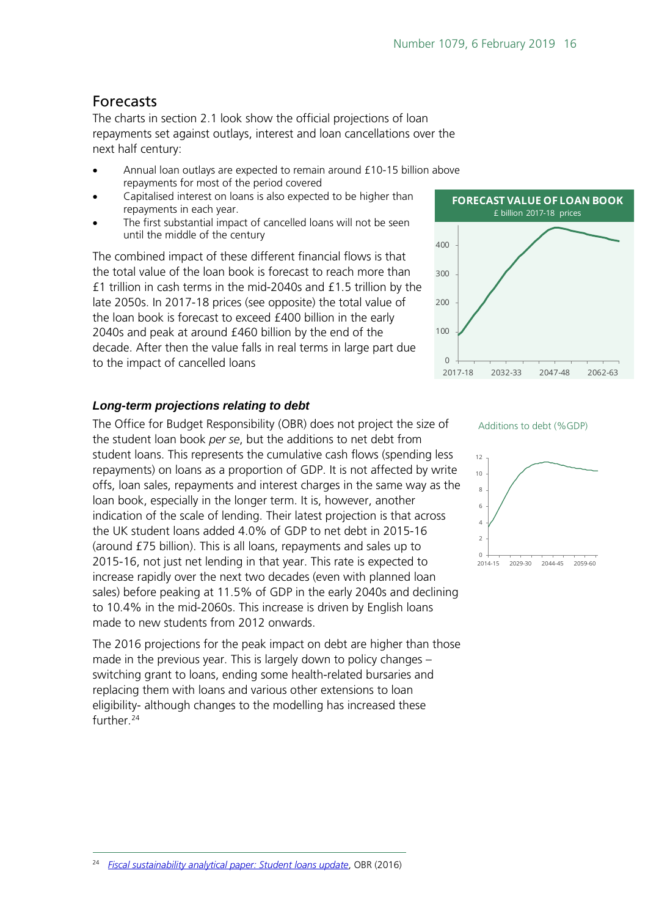## Forecasts

The charts in section 2.1 look show the official projections of loan repayments set against outlays, interest and loan cancellations over the next half century:

- Annual loan outlays are expected to remain around £10-15 billion above repayments for most of the period covered
- Capitalised interest on loans is also expected to be higher than repayments in each year.
- The first substantial impact of cancelled loans will not be seen until the middle of the century

The combined impact of these different financial flows is that the total value of the loan book is forecast to reach more than £1 trillion in cash terms in the mid-2040s and £1.5 trillion by the late 2050s. In 2017-18 prices (see opposite) the total value of the loan book is forecast to exceed £400 billion in the early 2040s and peak at around £460 billion by the end of the decade. After then the value falls in real terms in large part due to the impact of cancelled loans

**FORECAST VALUE OF LOAN BOOK**
£ billion 2017-18 prices

### *Long-term projections relating to debt*

The Office for Budget Responsibility (OBR) does not project the size of the student loan book *per se*, but the additions to net debt from student loans. This represents the cumulative cash flows (spending less repayments) on loans as a proportion of GDP. It is not affected by write offs, loan sales, repayments and interest charges in the same way as the loan book, especially in the longer term. It is, however, another indication of the scale of lending. Their latest projection is that across the UK student loans added 4.0% of GDP to net debt in 2015-16 (around £75 billion). This is all loans, repayments and sales up to 2015-16, not just net lending in that year. This rate is expected to increase rapidly over the next two decades (even with planned loan sales) before peaking at 11.5% of GDP in the early 2040s and declining to 10.4% in the mid-2060s. This increase is driven by English loans made to new students from 2012 onwards.

Additions to debt (%GDP)

The 2016 projections for the peak impact on debt are higher than those made in the previous year. This is largely down to policy changes – switching grant to loans, ending some health-related bursaries and replacing them with loans and various other extensions to loan eligibility- although changes to the modelling has increased these further.[24]

[24] *Fiscal sustainability analytical paper: Student loans update*, OBR (2016)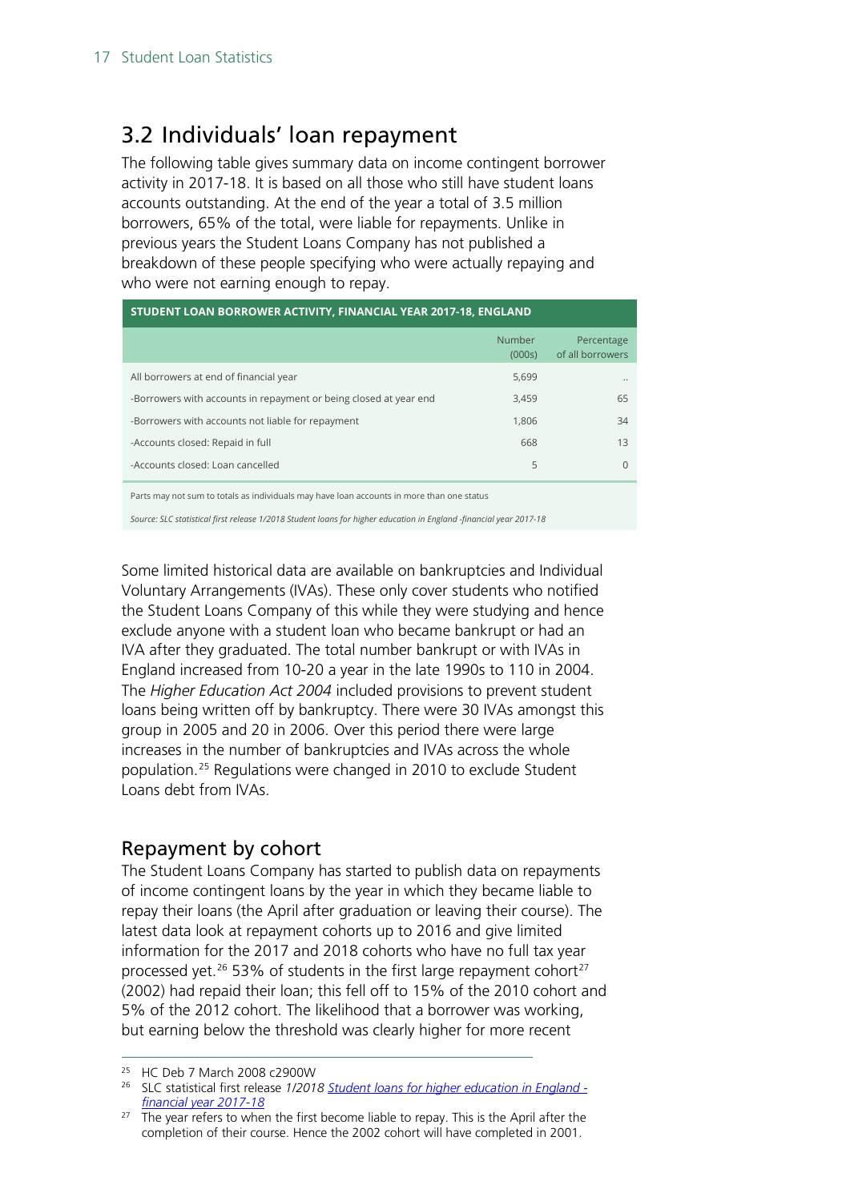## 3.2 Individuals' loan repayment

The following table gives summary data on income contingent borrower activity in 2017-18. It is based on all those who still have student loans accounts outstanding. At the end of the year a total of 3.5 million borrowers, 65% of the total, were liable for repayments. Unlike in previous years the Student Loans Company has not published a breakdown of these people specifying who were actually repaying and who were not earning enough to repay.

**STUDENT LOAN BORROWER ACTIVITY, FINANCIAL YEAR 2017-18, ENGLAND**

| | Number (000s) | Percentage of all borrowers |
|---|---|---|
| All borrowers at end of financial year | 5,699 | .. |
| -Borrowers with accounts in repayment or being closed at year end | 3,459 | 65 |
| -Borrowers with accounts not liable for repayment | 1,806 | 34 |
| -Accounts closed: Repaid in full | 668 | 13 |
| -Accounts closed: Loan cancelled | 5 | 0 |

Parts may not sum to totals as individuals may have loan accounts in more than one status

*Source: SLC statistical first release 1/2018 Student loans for higher education in England -financial year 2017-18*

Some limited historical data are available on bankruptcies and Individual Voluntary Arrangements (IVAs). These only cover students who notified the Student Loans Company of this while they were studying and hence exclude anyone with a student loan who became bankrupt or had an IVA after they graduated. The total number bankrupt or with IVAs in England increased from 10-20 a year in the late 1990s to 110 in 2004. The *Higher Education Act 2004* included provisions to prevent student loans being written off by bankruptcy. There were 30 IVAs amongst this group in 2005 and 20 in 2006. Over this period there were large increases in the number of bankruptcies and IVAs across the whole population.[25] Regulations were changed in 2010 to exclude Student Loans debt from IVAs.

### Repayment by cohort

The Student Loans Company has started to publish data on repayments of income contingent loans by the year in which they became liable to repay their loans (the April after graduation or leaving their course). The latest data look at repayment cohorts up to 2016 and give limited information for the 2017 and 2018 cohorts who have no full tax year processed yet.[26] 53% of students in the first large repayment cohort[27] (2002) had repaid their loan; this fell off to 15% of the 2010 cohort and 5% of the 2012 cohort. The likelihood that a borrower was working, but earning below the threshold was clearly higher for more recent

---

[25] HC Deb 7 March 2008 c2900W

[26] SLC statistical first release *1/2018* *Student loans for higher education in England - financial year 2017-18*

[27] The year refers to when the first become liable to repay. This is the April after the completion of their course. Hence the 2002 cohort will have completed in 2001.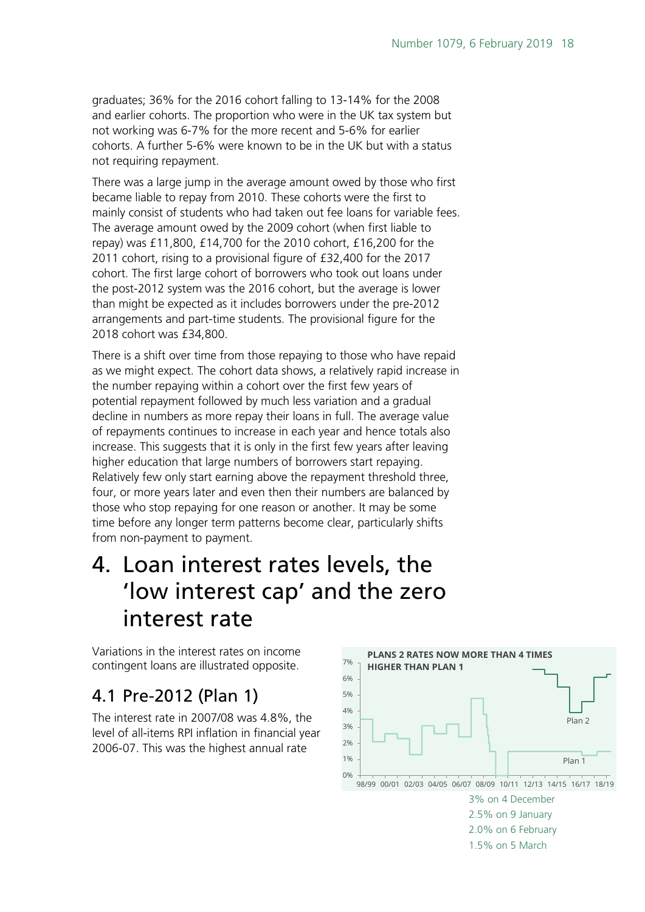graduates; 36% for the 2016 cohort falling to 13-14% for the 2008 and earlier cohorts. The proportion who were in the UK tax system but not working was 6-7% for the more recent and 5-6% for earlier cohorts. A further 5-6% were known to be in the UK but with a status not requiring repayment.

There was a large jump in the average amount owed by those who first became liable to repay from 2010. These cohorts were the first to mainly consist of students who had taken out fee loans for variable fees. The average amount owed by the 2009 cohort (when first liable to repay) was £11,800, £14,700 for the 2010 cohort, £16,200 for the 2011 cohort, rising to a provisional figure of £32,400 for the 2017 cohort. The first large cohort of borrowers who took out loans under the post-2012 system was the 2016 cohort, but the average is lower than might be expected as it includes borrowers under the pre-2012 arrangements and part-time students. The provisional figure for the 2018 cohort was £34,800.

There is a shift over time from those repaying to those who have repaid as we might expect. The cohort data shows, a relatively rapid increase in the number repaying within a cohort over the first few years of potential repayment followed by much less variation and a gradual decline in numbers as more repay their loans in full. The average value of repayments continues to increase in each year and hence totals also increase. This suggests that it is only in the first few years after leaving higher education that large numbers of borrowers start repaying. Relatively few only start earning above the repayment threshold three, four, or more years later and even then their numbers are balanced by those who stop repaying for one reason or another. It may be some time before any longer term patterns become clear, particularly shifts from non-payment to payment.

# 4. Loan interest rates levels, the 'low interest cap' and the zero interest rate

Variations in the interest rates on income contingent loans are illustrated opposite.

## 4.1 Pre-2012 (Plan 1)

The interest rate in 2007/08 was 4.8%, the level of all-items RPI inflation in financial year 2006-07. This was the highest annual rate

**PLANS 2 RATES NOW MORE THAN 4 TIMES HIGHER THAN PLAN 1**

3% on 4 December
2.5% on 9 January
2.0% on 6 February
1.5% on 5 March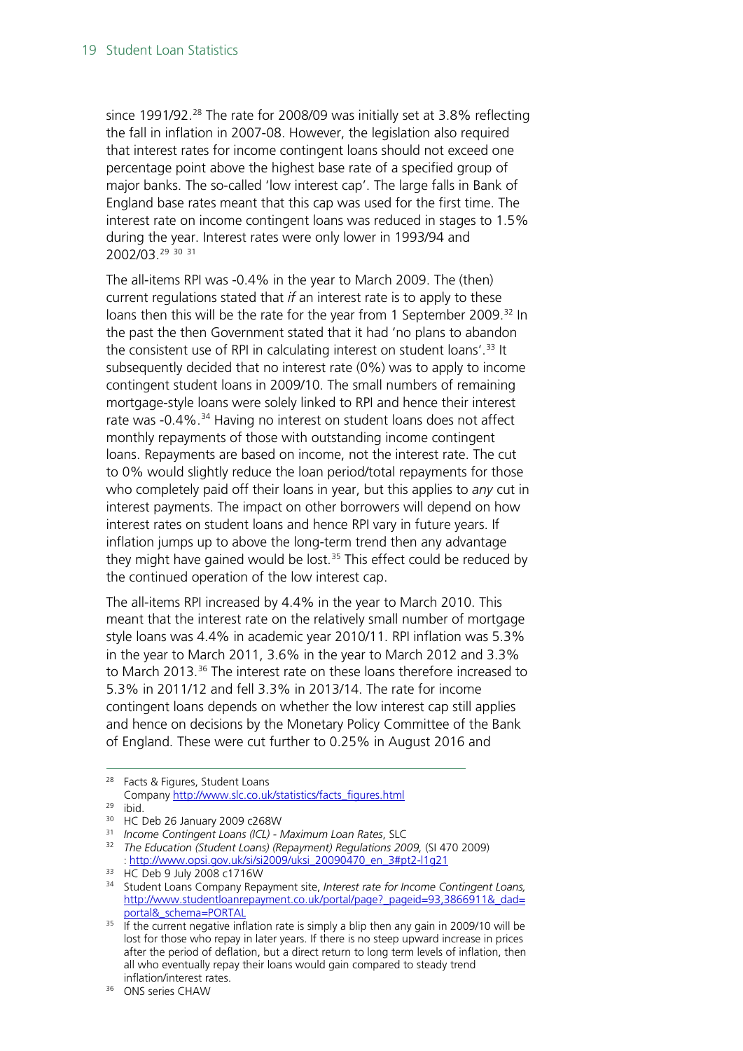since 1991/92.[28] The rate for 2008/09 was initially set at 3.8% reflecting the fall in inflation in 2007-08. However, the legislation also required that interest rates for income contingent loans should not exceed one percentage point above the highest base rate of a specified group of major banks. The so-called 'low interest cap'. The large falls in Bank of England base rates meant that this cap was used for the first time. The interest rate on income contingent loans was reduced in stages to 1.5% during the year. Interest rates were only lower in 1993/94 and 2002/03.[29] [30] [31]

The all-items RPI was -0.4% in the year to March 2009. The (then) current regulations stated that *if* an interest rate is to apply to these loans then this will be the rate for the year from 1 September 2009.[32] In the past the then Government stated that it had 'no plans to abandon the consistent use of RPI in calculating interest on student loans'.[33] It subsequently decided that no interest rate (0%) was to apply to income contingent student loans in 2009/10. The small numbers of remaining mortgage-style loans were solely linked to RPI and hence their interest rate was -0.4%.[34] Having no interest on student loans does not affect monthly repayments of those with outstanding income contingent loans. Repayments are based on income, not the interest rate. The cut to 0% would slightly reduce the loan period/total repayments for those who completely paid off their loans in year, but this applies to *any* cut in interest payments. The impact on other borrowers will depend on how interest rates on student loans and hence RPI vary in future years. If inflation jumps up to above the long-term trend then any advantage they might have gained would be lost.[35] This effect could be reduced by the continued operation of the low interest cap.

The all-items RPI increased by 4.4% in the year to March 2010. This meant that the interest rate on the relatively small number of mortgage style loans was 4.4% in academic year 2010/11. RPI inflation was 5.3% in the year to March 2011, 3.6% in the year to March 2012 and 3.3% to March 2013.[36] The interest rate on these loans therefore increased to 5.3% in 2011/12 and fell 3.3% in 2013/14. The rate for income contingent loans depends on whether the low interest cap still applies and hence on decisions by the Monetary Policy Committee of the Bank of England. These were cut further to 0.25% in August 2016 and

---

[28] Facts & Figures, Student Loans Company http://www.slc.co.uk/statistics/facts_figures.html

[29] ibid.

[30] HC Deb 26 January 2009 c268W

[31] *Income Contingent Loans (ICL) - Maximum Loan Rates*, SLC

[32] *The Education (Student Loans) (Repayment) Regulations 2009,* (SI 470 2009) : http://www.opsi.gov.uk/si/si2009/uksi_20090470_en_3#pt2-l1g21

[33] HC Deb 9 July 2008 c1716W

[34] Student Loans Company Repayment site, *Interest rate for Income Contingent Loans,* http://www.studentloanrepayment.co.uk/portal/page?_pageid=93,3866911&_dad=portal&_schema=PORTAL

[35] If the current negative inflation rate is simply a blip then any gain in 2009/10 will be lost for those who repay in later years. If there is no steep upward increase in prices after the period of deflation, but a direct return to long term levels of inflation, then all who eventually repay their loans would gain compared to steady trend inflation/interest rates.

[36] ONS series CHAW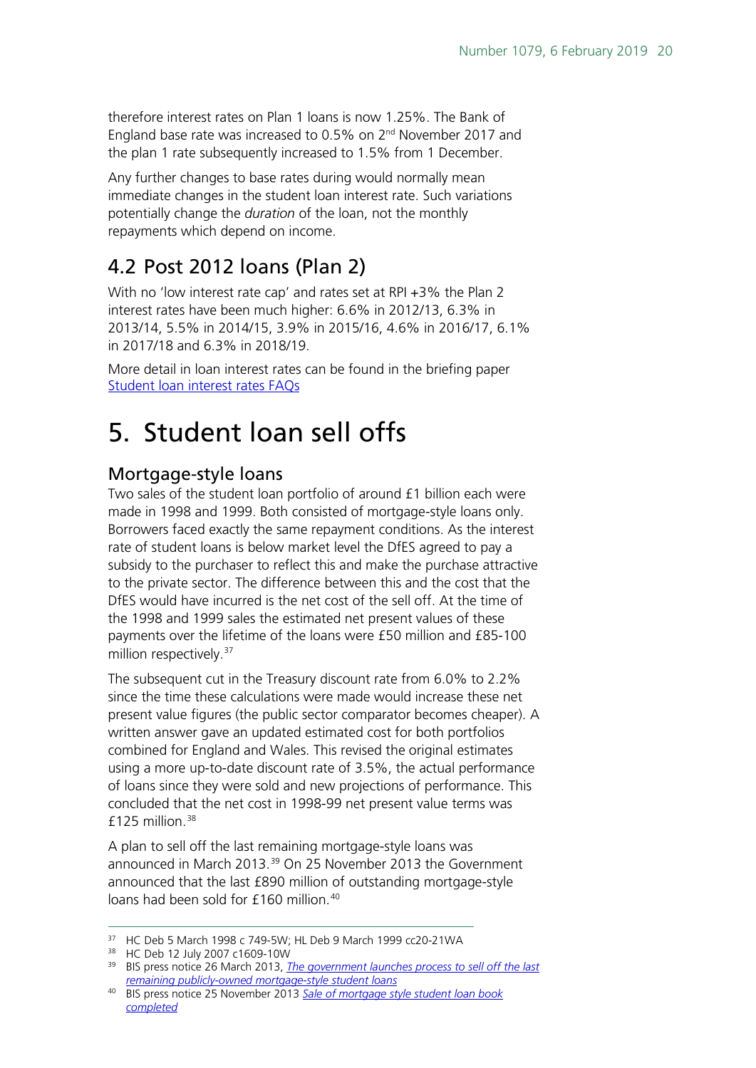therefore interest rates on Plan 1 loans is now 1.25%. The Bank of England base rate was increased to 0.5% on 2nd November 2017 and the plan 1 rate subsequently increased to 1.5% from 1 December.

Any further changes to base rates during would normally mean immediate changes in the student loan interest rate. Such variations potentially change the *duration* of the loan, not the monthly repayments which depend on income.

## 4.2 Post 2012 loans (Plan 2)

With no 'low interest rate cap' and rates set at RPI +3% the Plan 2 interest rates have been much higher: 6.6% in 2012/13, 6.3% in 2013/14, 5.5% in 2014/15, 3.9% in 2015/16, 4.6% in 2016/17, 6.1% in 2017/18 and 6.3% in 2018/19.

More detail in loan interest rates can be found in the briefing paper [Student loan interest rates FAQs]()

# 5. Student loan sell offs

### Mortgage-style loans

Two sales of the student loan portfolio of around £1 billion each were made in 1998 and 1999. Both consisted of mortgage-style loans only. Borrowers faced exactly the same repayment conditions. As the interest rate of student loans is below market level the DfES agreed to pay a subsidy to the purchaser to reflect this and make the purchase attractive to the private sector. The difference between this and the cost that the DfES would have incurred is the net cost of the sell off. At the time of the 1998 and 1999 sales the estimated net present values of these payments over the lifetime of the loans were £50 million and £85-100 million respectively.[37]

The subsequent cut in the Treasury discount rate from 6.0% to 2.2% since the time these calculations were made would increase these net present value figures (the public sector comparator becomes cheaper). A written answer gave an updated estimated cost for both portfolios combined for England and Wales. This revised the original estimates using a more up-to-date discount rate of 3.5%, the actual performance of loans since they were sold and new projections of performance. This concluded that the net cost in 1998-99 net present value terms was £125 million.[38]

A plan to sell off the last remaining mortgage-style loans was announced in March 2013.[39] On 25 November 2013 the Government announced that the last £890 million of outstanding mortgage-style loans had been sold for £160 million.[40]

---

[37] HC Deb 5 March 1998 c 749-5W; HL Deb 9 March 1999 cc20-21WA

[38] HC Deb 12 July 2007 c1609-10W

[39] BIS press notice 26 March 2013, [*The government launches process to sell off the last remaining publicly-owned mortgage-style student loans*]()

[40] BIS press notice 25 November 2013 [*Sale of mortgage style student loan book completed*]()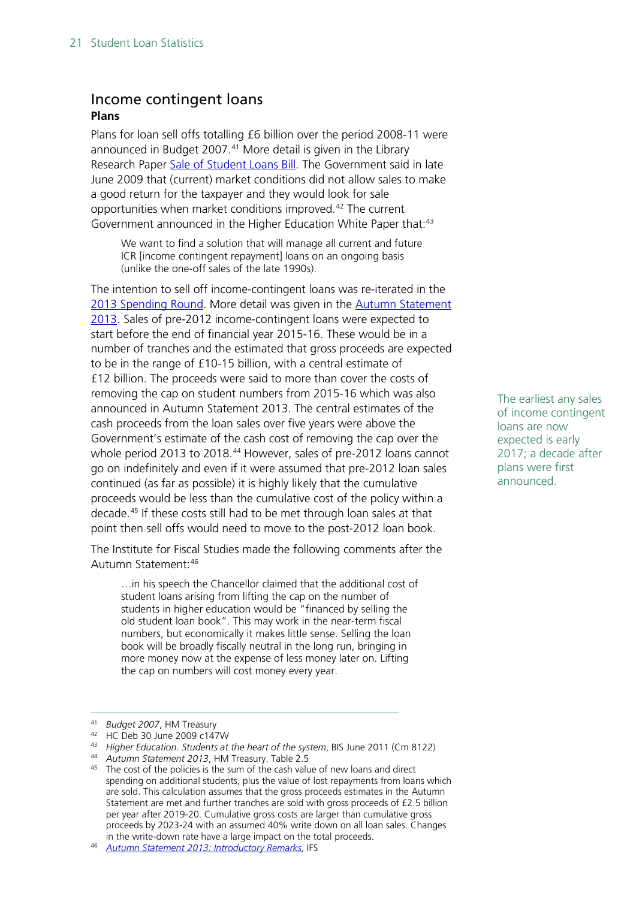## Income contingent loans

### Plans

Plans for loan sell offs totalling £6 billion over the period 2008-11 were announced in Budget 2007.[41] More detail is given in the Library Research Paper Sale of Student Loans Bill. The Government said in late June 2009 that (current) market conditions did not allow sales to make a good return for the taxpayer and they would look for sale opportunities when market conditions improved.[42] The current Government announced in the Higher Education White Paper that:[43]

> We want to find a solution that will manage all current and future ICR [income contingent repayment] loans on an ongoing basis (unlike the one-off sales of the late 1990s).

The intention to sell off income-contingent loans was re-iterated in the 2013 Spending Round. More detail was given in the Autumn Statement 2013. Sales of pre-2012 income-contingent loans were expected to start before the end of financial year 2015-16. These would be in a number of tranches and the estimated that gross proceeds are expected to be in the range of £10-15 billion, with a central estimate of £12 billion. The proceeds were said to more than cover the costs of removing the cap on student numbers from 2015-16 which was also announced in Autumn Statement 2013. The central estimates of the cash proceeds from the loan sales over five years were above the Government's estimate of the cash cost of removing the cap over the whole period 2013 to 2018.[44] However, sales of pre-2012 loans cannot go on indefinitely and even if it were assumed that pre-2012 loan sales continued (as far as possible) it is highly likely that the cumulative proceeds would be less than the cumulative cost of the policy within a decade.[45] If these costs still had to be met through loan sales at that point then sell offs would need to move to the post-2012 loan book.

The earliest any sales of income contingent loans are now expected is early 2017; a decade after plans were first announced.

The Institute for Fiscal Studies made the following comments after the Autumn Statement:[46]

> …in his speech the Chancellor claimed that the additional cost of student loans arising from lifting the cap on the number of students in higher education would be "financed by selling the old student loan book". This may work in the near-term fiscal numbers, but economically it makes little sense. Selling the loan book will be broadly fiscally neutral in the long run, bringing in more money now at the expense of less money later on. Lifting the cap on numbers will cost money every year.

---

[41] *Budget 2007*, HM Treasury

[42] HC Deb 30 June 2009 c147W

[43] *Higher Education. Students at the heart of the system*, BIS June 2011 (Cm 8122)

[44] *Autumn Statement 2013*, HM Treasury. Table 2.5

[45] The cost of the policies is the sum of the cash value of new loans and direct spending on additional students, plus the value of lost repayments from loans which are sold. This calculation assumes that the gross proceeds estimates in the Autumn Statement are met and further tranches are sold with gross proceeds of £2.5 billion per year after 2019-20. Cumulative gross costs are larger than cumulative gross proceeds by 2023-24 with an assumed 40% write down on all loan sales. Changes in the write-down rate have a large impact on the total proceeds.

[46] *Autumn Statement 2013: Introductory Remarks*, IFS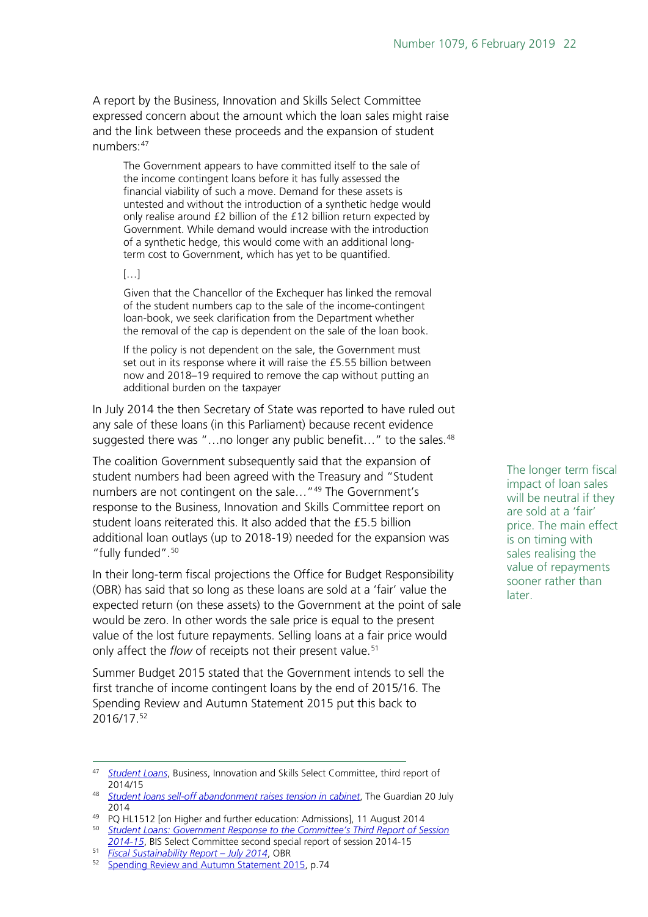A report by the Business, Innovation and Skills Select Committee expressed concern about the amount which the loan sales might raise and the link between these proceeds and the expansion of student numbers:[47]

> The Government appears to have committed itself to the sale of the income contingent loans before it has fully assessed the financial viability of such a move. Demand for these assets is untested and without the introduction of a synthetic hedge would only realise around £2 billion of the £12 billion return expected by Government. While demand would increase with the introduction of a synthetic hedge, this would come with an additional long-term cost to Government, which has yet to be quantified.
>
> […]
>
> Given that the Chancellor of the Exchequer has linked the removal of the student numbers cap to the sale of the income-contingent loan-book, we seek clarification from the Department whether the removal of the cap is dependent on the sale of the loan book.
>
> If the policy is not dependent on the sale, the Government must set out in its response where it will raise the £5.55 billion between now and 2018–19 required to remove the cap without putting an additional burden on the taxpayer

In July 2014 the then Secretary of State was reported to have ruled out any sale of these loans (in this Parliament) because recent evidence suggested there was "…no longer any public benefit…" to the sales.[48]

The coalition Government subsequently said that the expansion of student numbers had been agreed with the Treasury and "Student numbers are not contingent on the sale…"[49] The Government's response to the Business, Innovation and Skills Committee report on student loans reiterated this. It also added that the £5.5 billion additional loan outlays (up to 2018-19) needed for the expansion was "fully funded".[50]

The longer term fiscal impact of loan sales will be neutral if they are sold at a 'fair' price. The main effect is on timing with sales realising the value of repayments sooner rather than later.

In their long-term fiscal projections the Office for Budget Responsibility (OBR) has said that so long as these loans are sold at a 'fair' value the expected return (on these assets) to the Government at the point of sale would be zero. In other words the sale price is equal to the present value of the lost future repayments. Selling loans at a fair price would only affect the *flow* of receipts not their present value.[51]

Summer Budget 2015 stated that the Government intends to sell the first tranche of income contingent loans by the end of 2015/16. The Spending Review and Autumn Statement 2015 put this back to 2016/17.[52]

---

[47] *Student Loans*, Business, Innovation and Skills Select Committee, third report of 2014/15

[48] *Student loans sell-off abandonment raises tension in cabinet*, The Guardian 20 July 2014

[49] PQ HL1512 [on Higher and further education: Admissions], 11 August 2014

[50] *Student Loans: Government Response to the Committee's Third Report of Session 2014-15*, BIS Select Committee second special report of session 2014-15

[51] *Fiscal Sustainability Report – July 2014*, OBR

[52] Spending Review and Autumn Statement 2015, p.74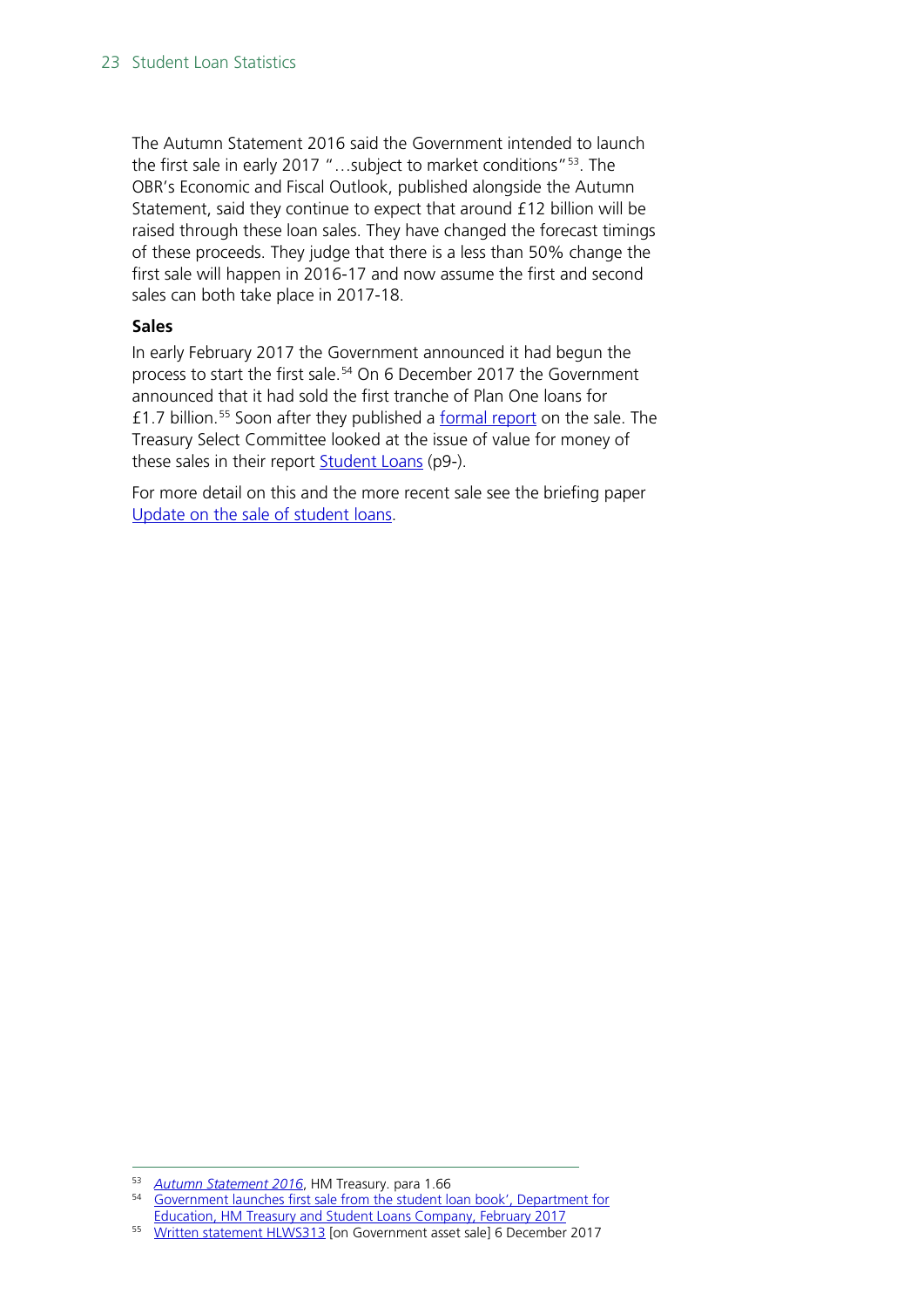The Autumn Statement 2016 said the Government intended to launch the first sale in early 2017 "…subject to market conditions"[53]. The OBR's Economic and Fiscal Outlook, published alongside the Autumn Statement, said they continue to expect that around £12 billion will be raised through these loan sales. They have changed the forecast timings of these proceeds. They judge that there is a less than 50% change the first sale will happen in 2016-17 and now assume the first and second sales can both take place in 2017-18.

**Sales**

In early February 2017 the Government announced it had begun the process to start the first sale.[54] On 6 December 2017 the Government announced that it had sold the first tranche of Plan One loans for £1.7 billion.[55] Soon after they published a formal report on the sale. The Treasury Select Committee looked at the issue of value for money of these sales in their report Student Loans (p9-).

For more detail on this and the more recent sale see the briefing paper Update on the sale of student loans.

---

[53] *Autumn Statement 2016*, HM Treasury. para 1.66

[54] Government launches first sale from the student loan book', Department for Education, HM Treasury and Student Loans Company, February 2017

[55] Written statement HLWS313 [on Government asset sale] 6 December 2017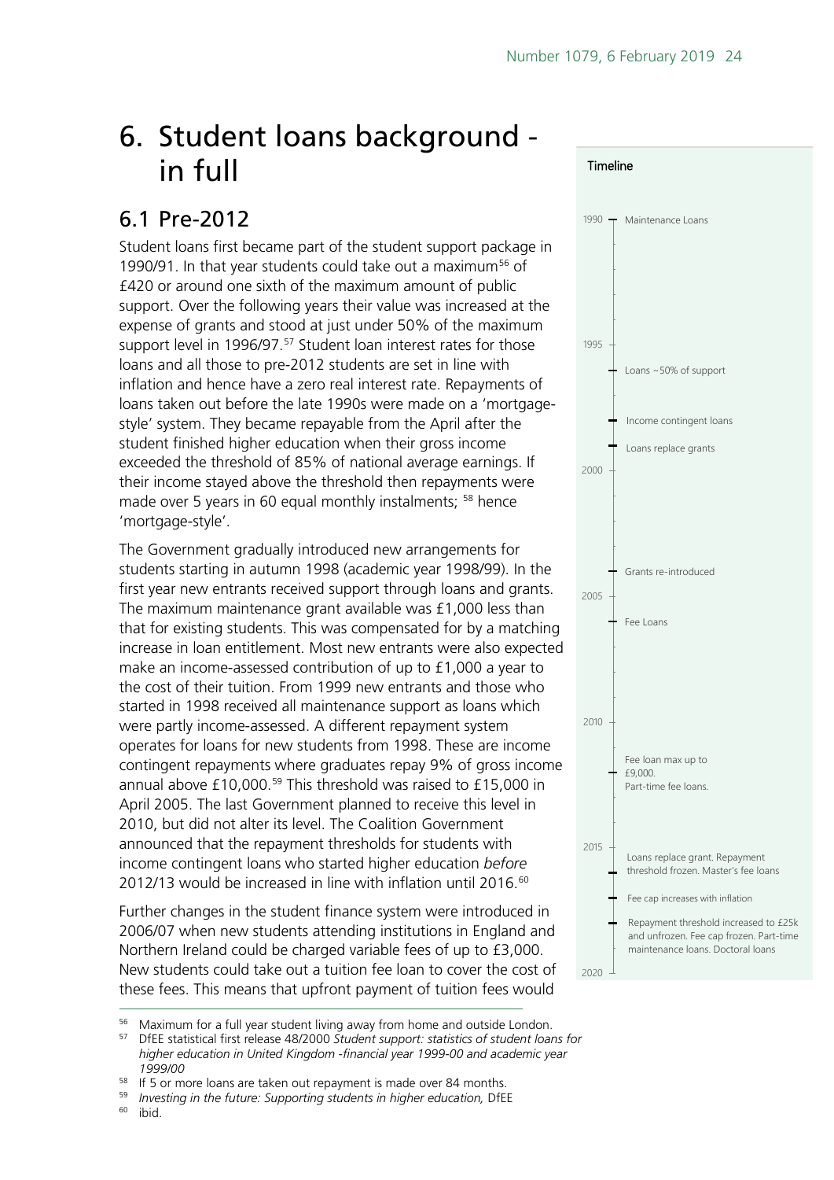# 6. Student loans background - in full

## 6.1 Pre-2012

Student loans first became part of the student support package in 1990/91. In that year students could take out a maximum[56] of £420 or around one sixth of the maximum amount of public support. Over the following years their value was increased at the expense of grants and stood at just under 50% of the maximum support level in 1996/97.[57] Student loan interest rates for those loans and all those to pre-2012 students are set in line with inflation and hence have a zero real interest rate. Repayments of loans taken out before the late 1990s were made on a 'mortgage-style' system. They became repayable from the April after the student finished higher education when their gross income exceeded the threshold of 85% of national average earnings. If their income stayed above the threshold then repayments were made over 5 years in 60 equal monthly instalments; [58] hence 'mortgage-style'.

The Government gradually introduced new arrangements for students starting in autumn 1998 (academic year 1998/99). In the first year new entrants received support through loans and grants. The maximum maintenance grant available was £1,000 less than that for existing students. This was compensated for by a matching increase in loan entitlement. Most new entrants were also expected make an income-assessed contribution of up to £1,000 a year to the cost of their tuition. From 1999 new entrants and those who started in 1998 received all maintenance support as loans which were partly income-assessed. A different repayment system operates for loans for new students from 1998. These are income contingent repayments where graduates repay 9% of gross income annual above £10,000.[59] This threshold was raised to £15,000 in April 2005. The last Government planned to receive this level in 2010, but did not alter its level. The Coalition Government announced that the repayment thresholds for students with income contingent loans who started higher education *before* 2012/13 would be increased in line with inflation until 2016.[60]

Further changes in the student finance system were introduced in 2006/07 when new students attending institutions in England and Northern Ireland could be charged variable fees of up to £3,000. New students could take out a tuition fee loan to cover the cost of these fees. This means that upfront payment of tuition fees would

**Timeline**

- 1990 – Maintenance Loans
- 1995
- Loans ~50% of support
- Income contingent loans
- Loans replace grants
- 2000
- Grants re-introduced
- 2005
- Fee Loans
- 2010
- Fee loan max up to £9,000. Part-time fee loans.
- 2015
- Loans replace grant. Repayment threshold frozen. Master's fee loans
- Fee cap increases with inflation
- Repayment threshold increased to £25k and unfrozen. Fee cap frozen. Part-time maintenance loans. Doctoral loans
- 2020

---

[56] Maximum for a full year student living away from home and outside London.

[57] DfEE statistical first release 48/2000 *Student support: statistics of student loans for higher education in United Kingdom -financial year 1999-00 and academic year 1999/00*

[58] If 5 or more loans are taken out repayment is made over 84 months.

[59] *Investing in the future: Supporting students in higher education,* DfEE

[60] ibid.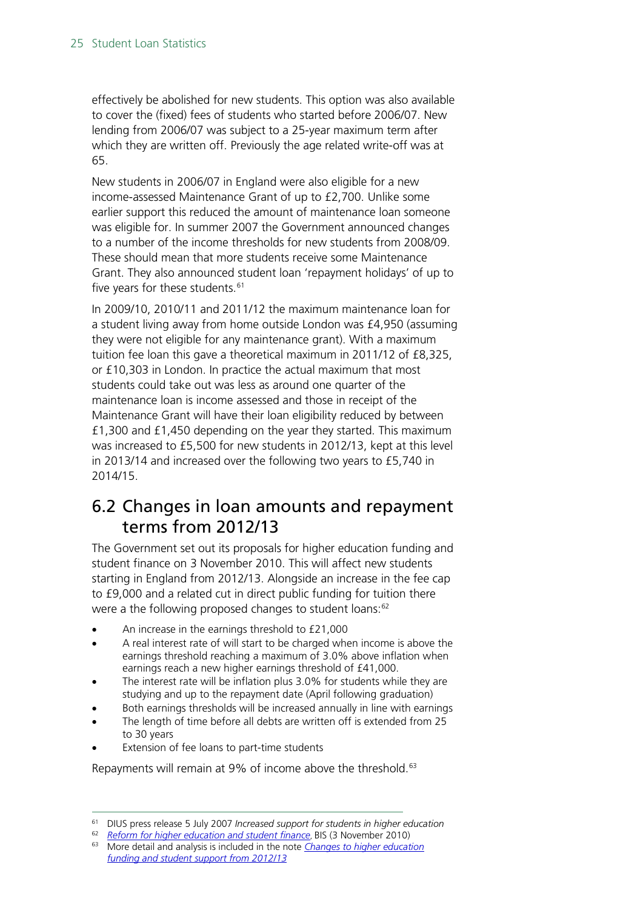effectively be abolished for new students. This option was also available to cover the (fixed) fees of students who started before 2006/07. New lending from 2006/07 was subject to a 25-year maximum term after which they are written off. Previously the age related write-off was at 65.

New students in 2006/07 in England were also eligible for a new income-assessed Maintenance Grant of up to £2,700. Unlike some earlier support this reduced the amount of maintenance loan someone was eligible for. In summer 2007 the Government announced changes to a number of the income thresholds for new students from 2008/09. These should mean that more students receive some Maintenance Grant. They also announced student loan 'repayment holidays' of up to five years for these students.[61]

In 2009/10, 2010/11 and 2011/12 the maximum maintenance loan for a student living away from home outside London was £4,950 (assuming they were not eligible for any maintenance grant). With a maximum tuition fee loan this gave a theoretical maximum in 2011/12 of £8,325, or £10,303 in London. In practice the actual maximum that most students could take out was less as around one quarter of the maintenance loan is income assessed and those in receipt of the Maintenance Grant will have their loan eligibility reduced by between £1,300 and £1,450 depending on the year they started. This maximum was increased to £5,500 for new students in 2012/13, kept at this level in 2013/14 and increased over the following two years to £5,740 in 2014/15.

## 6.2 Changes in loan amounts and repayment terms from 2012/13

The Government set out its proposals for higher education funding and student finance on 3 November 2010. This will affect new students starting in England from 2012/13. Alongside an increase in the fee cap to £9,000 and a related cut in direct public funding for tuition there were a the following proposed changes to student loans:[62]

- An increase in the earnings threshold to £21,000
- A real interest rate of will start to be charged when income is above the earnings threshold reaching a maximum of 3.0% above inflation when earnings reach a new higher earnings threshold of £41,000.
- The interest rate will be inflation plus 3.0% for students while they are studying and up to the repayment date (April following graduation)
- Both earnings thresholds will be increased annually in line with earnings
- The length of time before all debts are written off is extended from 25 to 30 years
- Extension of fee loans to part-time students

Repayments will remain at 9% of income above the threshold.[63]

---

[61] DIUS press release 5 July 2007 *Increased support for students in higher education*

[62] *Reform for higher education and student finance*, BIS (3 November 2010)

[63] More detail and analysis is included in the note *Changes to higher education funding and student support from 2012/13*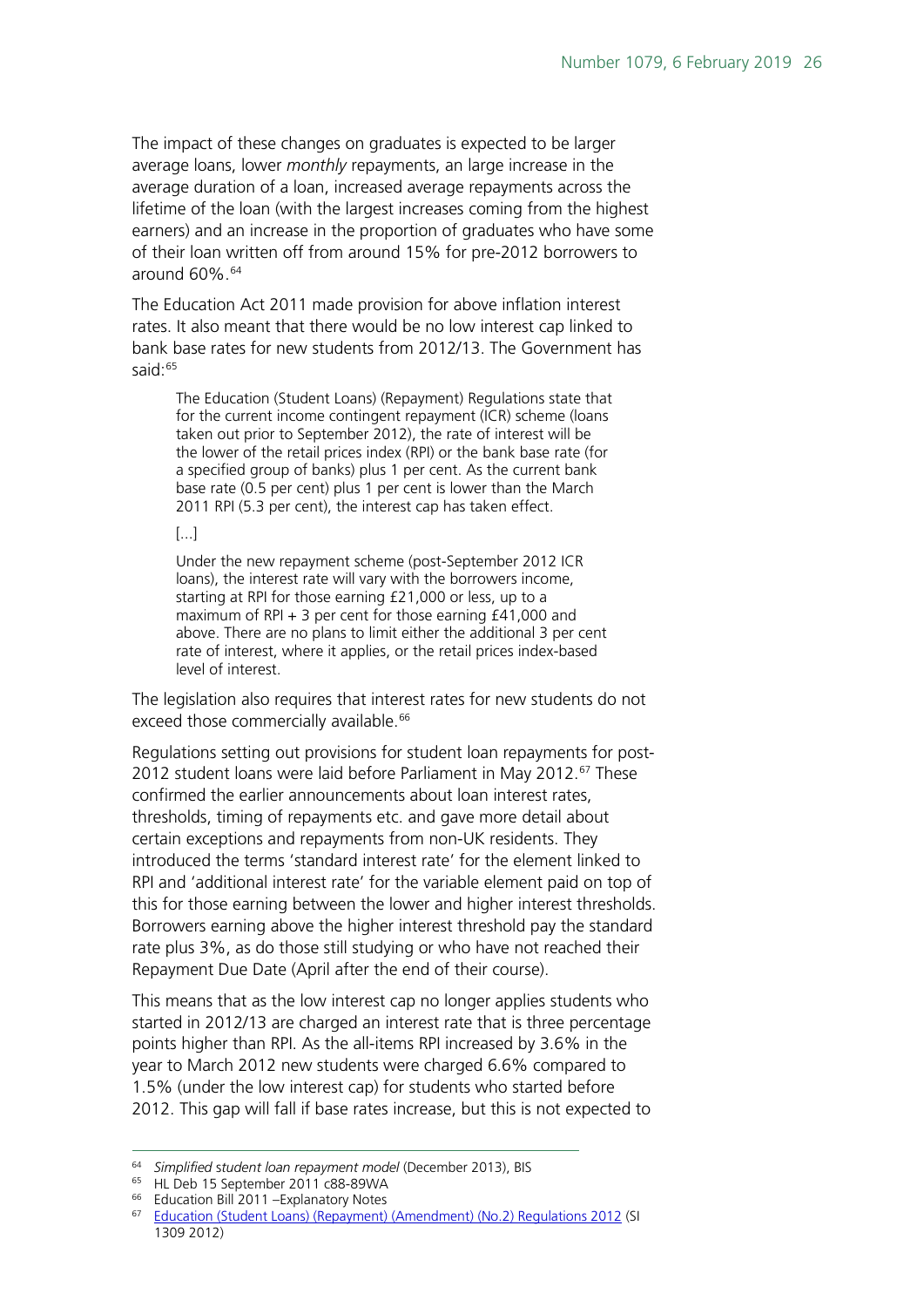The impact of these changes on graduates is expected to be larger average loans, lower *monthly* repayments, an large increase in the average duration of a loan, increased average repayments across the lifetime of the loan (with the largest increases coming from the highest earners) and an increase in the proportion of graduates who have some of their loan written off from around 15% for pre-2012 borrowers to around 60%.[64]

The Education Act 2011 made provision for above inflation interest rates. It also meant that there would be no low interest cap linked to bank base rates for new students from 2012/13. The Government has said:[65]

> The Education (Student Loans) (Repayment) Regulations state that for the current income contingent repayment (ICR) scheme (loans taken out prior to September 2012), the rate of interest will be the lower of the retail prices index (RPI) or the bank base rate (for a specified group of banks) plus 1 per cent. As the current bank base rate (0.5 per cent) plus 1 per cent is lower than the March 2011 RPI (5.3 per cent), the interest cap has taken effect.
>
> [...]
>
> Under the new repayment scheme (post-September 2012 ICR loans), the interest rate will vary with the borrowers income, starting at RPI for those earning £21,000 or less, up to a maximum of RPI + 3 per cent for those earning £41,000 and above. There are no plans to limit either the additional 3 per cent rate of interest, where it applies, or the retail prices index-based level of interest.

The legislation also requires that interest rates for new students do not exceed those commercially available.[66]

Regulations setting out provisions for student loan repayments for post-2012 student loans were laid before Parliament in May 2012.[67] These confirmed the earlier announcements about loan interest rates, thresholds, timing of repayments etc. and gave more detail about certain exceptions and repayments from non-UK residents. They introduced the terms 'standard interest rate' for the element linked to RPI and 'additional interest rate' for the variable element paid on top of this for those earning between the lower and higher interest thresholds. Borrowers earning above the higher interest threshold pay the standard rate plus 3%, as do those still studying or who have not reached their Repayment Due Date (April after the end of their course).

This means that as the low interest cap no longer applies students who started in 2012/13 are charged an interest rate that is three percentage points higher than RPI. As the all-items RPI increased by 3.6% in the year to March 2012 new students were charged 6.6% compared to 1.5% (under the low interest cap) for students who started before 2012. This gap will fall if base rates increase, but this is not expected to

---

[64] *Simplified student loan repayment model* (December 2013), BIS

[65] HL Deb 15 September 2011 c88-89WA

[66] Education Bill 2011 –Explanatory Notes

[67] Education (Student Loans) (Repayment) (Amendment) (No.2) Regulations 2012 (SI 1309 2012)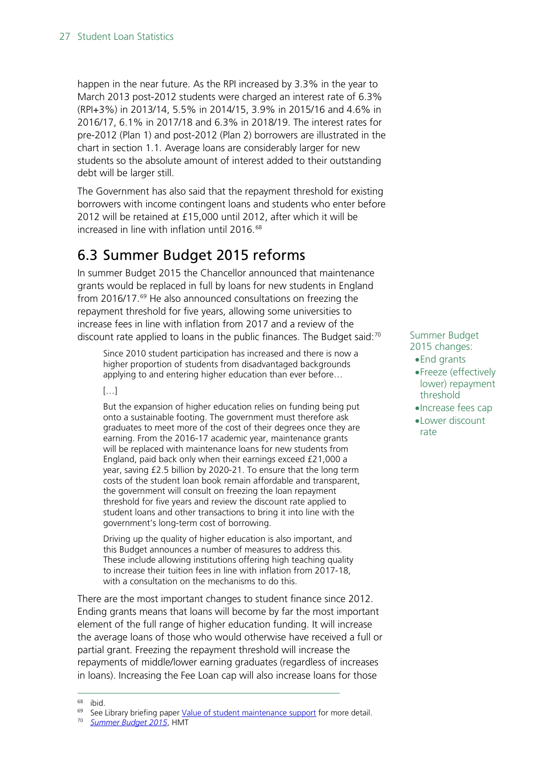happen in the near future. As the RPI increased by 3.3% in the year to March 2013 post-2012 students were charged an interest rate of 6.3% (RPI+3%) in 2013/14, 5.5% in 2014/15, 3.9% in 2015/16 and 4.6% in 2016/17, 6.1% in 2017/18 and 6.3% in 2018/19. The interest rates for pre-2012 (Plan 1) and post-2012 (Plan 2) borrowers are illustrated in the chart in section 1.1. Average loans are considerably larger for new students so the absolute amount of interest added to their outstanding debt will be larger still.

The Government has also said that the repayment threshold for existing borrowers with income contingent loans and students who enter before 2012 will be retained at £15,000 until 2012, after which it will be increased in line with inflation until 2016.[68]

## 6.3 Summer Budget 2015 reforms

In summer Budget 2015 the Chancellor announced that maintenance grants would be replaced in full by loans for new students in England from 2016/17.[69] He also announced consultations on freezing the repayment threshold for five years, allowing some universities to increase fees in line with inflation from 2017 and a review of the discount rate applied to loans in the public finances. The Budget said:[70]

> Since 2010 student participation has increased and there is now a higher proportion of students from disadvantaged backgrounds applying to and entering higher education than ever before…
>
> […]
>
> But the expansion of higher education relies on funding being put onto a sustainable footing. The government must therefore ask graduates to meet more of the cost of their degrees once they are earning. From the 2016-17 academic year, maintenance grants will be replaced with maintenance loans for new students from England, paid back only when their earnings exceed £21,000 a year, saving £2.5 billion by 2020-21. To ensure that the long term costs of the student loan book remain affordable and transparent, the government will consult on freezing the loan repayment threshold for five years and review the discount rate applied to student loans and other transactions to bring it into line with the government's long-term cost of borrowing.
>
> Driving up the quality of higher education is also important, and this Budget announces a number of measures to address this. These include allowing institutions offering high teaching quality to increase their tuition fees in line with inflation from 2017-18, with a consultation on the mechanisms to do this.

Summer Budget 2015 changes:

- End grants
- Freeze (effectively lower) repayment threshold
- Increase fees cap
- Lower discount rate

There are the most important changes to student finance since 2012. Ending grants means that loans will become by far the most important element of the full range of higher education funding. It will increase the average loans of those who would otherwise have received a full or partial grant. Freezing the repayment threshold will increase the repayments of middle/lower earning graduates (regardless of increases in loans). Increasing the Fee Loan cap will also increase loans for those

---

[68] ibid.

[69] See Library briefing paper Value of student maintenance support for more detail.

[70] *Summer Budget 2015*, HMT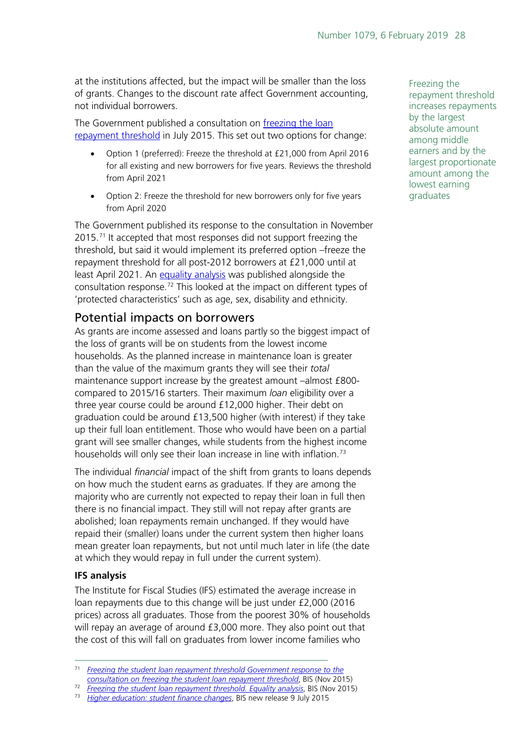at the institutions affected, but the impact will be smaller than the loss of grants. Changes to the discount rate affect Government accounting, not individual borrowers.

Freezing the repayment threshold increases repayments by the largest absolute amount among middle earners and by the largest proportionate amount among the lowest earning graduates

The Government published a consultation on freezing the loan repayment threshold in July 2015. This set out two options for change:

- Option 1 (preferred): Freeze the threshold at £21,000 from April 2016 for all existing and new borrowers for five years. Reviews the threshold from April 2021
- Option 2: Freeze the threshold for new borrowers only for five years from April 2020

The Government published its response to the consultation in November 2015.[71] It accepted that most responses did not support freezing the threshold, but said it would implement its preferred option –freeze the repayment threshold for all post-2012 borrowers at £21,000 until at least April 2021. An equality analysis was published alongside the consultation response.[72] This looked at the impact on different types of 'protected characteristics' such as age, sex, disability and ethnicity.

## Potential impacts on borrowers

As grants are income assessed and loans partly so the biggest impact of the loss of grants will be on students from the lowest income households. As the planned increase in maintenance loan is greater than the value of the maximum grants they will see their *total* maintenance support increase by the greatest amount –almost £800- compared to 2015/16 starters. Their maximum *loan* eligibility over a three year course could be around £12,000 higher. Their debt on graduation could be around £13,500 higher (with interest) if they take up their full loan entitlement. Those who would have been on a partial grant will see smaller changes, while students from the highest income households will only see their loan increase in line with inflation.[73]

The individual *financial* impact of the shift from grants to loans depends on how much the student earns as graduates. If they are among the majority who are currently not expected to repay their loan in full then there is no financial impact. They still will not repay after grants are abolished; loan repayments remain unchanged. If they would have repaid their (smaller) loans under the current system then higher loans mean greater loan repayments, but not until much later in life (the date at which they would repay in full under the current system).

### IFS analysis

The Institute for Fiscal Studies (IFS) estimated the average increase in loan repayments due to this change will be just under £2,000 (2016 prices) across all graduates. Those from the poorest 30% of households will repay an average of around £3,000 more. They also point out that the cost of this will fall on graduates from lower income families who

---

[71] *Freezing the student loan repayment threshold Government response to the consultation on freezing the student loan repayment threshold*, BIS (Nov 2015)

[72] *Freezing the student loan repayment threshold. Equality analysis*, BIS (Nov 2015)

[73] *Higher education: student finance changes*, BIS new release 9 July 2015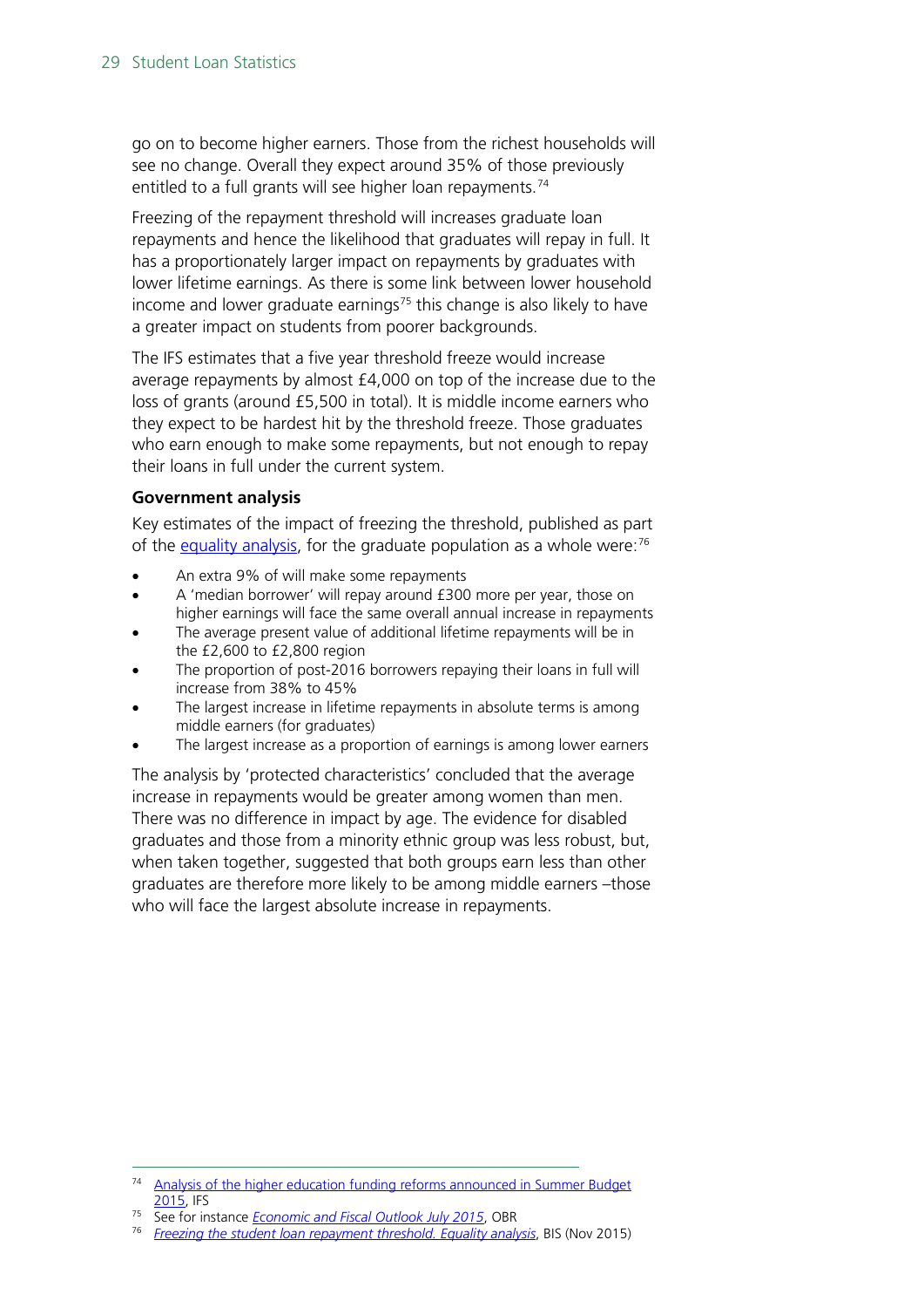go on to become higher earners. Those from the richest households will see no change. Overall they expect around 35% of those previously entitled to a full grants will see higher loan repayments.[74]

Freezing of the repayment threshold will increases graduate loan repayments and hence the likelihood that graduates will repay in full. It has a proportionately larger impact on repayments by graduates with lower lifetime earnings. As there is some link between lower household income and lower graduate earnings[75] this change is also likely to have a greater impact on students from poorer backgrounds.

The IFS estimates that a five year threshold freeze would increase average repayments by almost £4,000 on top of the increase due to the loss of grants (around £5,500 in total). It is middle income earners who they expect to be hardest hit by the threshold freeze. Those graduates who earn enough to make some repayments, but not enough to repay their loans in full under the current system.

### Government analysis

Key estimates of the impact of freezing the threshold, published as part of the equality analysis, for the graduate population as a whole were:[76]

- An extra 9% of will make some repayments
- A 'median borrower' will repay around £300 more per year, those on higher earnings will face the same overall annual increase in repayments
- The average present value of additional lifetime repayments will be in the £2,600 to £2,800 region
- The proportion of post-2016 borrowers repaying their loans in full will increase from 38% to 45%
- The largest increase in lifetime repayments in absolute terms is among middle earners (for graduates)
- The largest increase as a proportion of earnings is among lower earners

The analysis by 'protected characteristics' concluded that the average increase in repayments would be greater among women than men. There was no difference in impact by age. The evidence for disabled graduates and those from a minority ethnic group was less robust, but, when taken together, suggested that both groups earn less than other graduates are therefore more likely to be among middle earners –those who will face the largest absolute increase in repayments.

---

[74] Analysis of the higher education funding reforms announced in Summer Budget 2015, IFS

[75] See for instance *Economic and Fiscal Outlook July 2015*, OBR

[76] *Freezing the student loan repayment threshold. Equality analysis*, BIS (Nov 2015)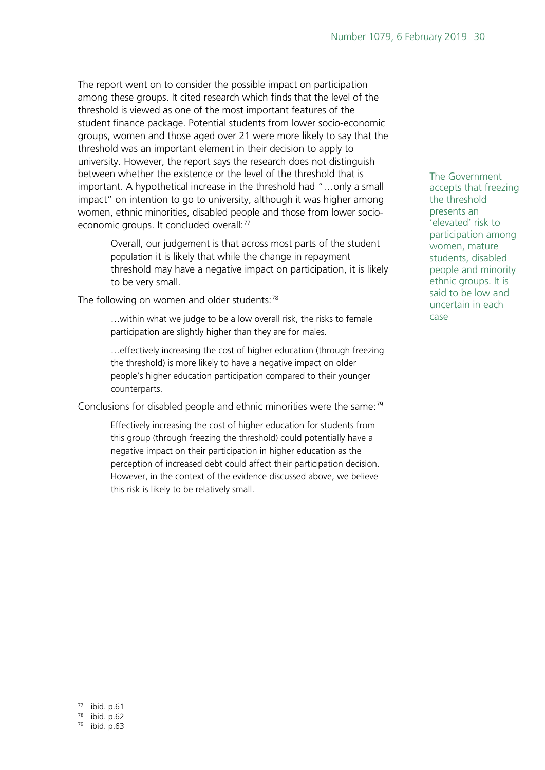The report went on to consider the possible impact on participation among these groups. It cited research which finds that the level of the threshold is viewed as one of the most important features of the student finance package. Potential students from lower socio-economic groups, women and those aged over 21 were more likely to say that the threshold was an important element in their decision to apply to university. However, the report says the research does not distinguish between whether the existence or the level of the threshold that is important. A hypothetical increase in the threshold had "…only a small impact" on intention to go to university, although it was higher among women, ethnic minorities, disabled people and those from lower socio-economic groups. It concluded overall:[77]

> Overall, our judgement is that across most parts of the student population it is likely that while the change in repayment threshold may have a negative impact on participation, it is likely to be very small.

The Government accepts that freezing the threshold presents an 'elevated' risk to participation among women, mature students, disabled people and minority ethnic groups. It is said to be low and uncertain in each case

The following on women and older students:[78]

> …within what we judge to be a low overall risk, the risks to female participation are slightly higher than they are for males.
>
> …effectively increasing the cost of higher education (through freezing the threshold) is more likely to have a negative impact on older people's higher education participation compared to their younger counterparts.

Conclusions for disabled people and ethnic minorities were the same:[79]

> Effectively increasing the cost of higher education for students from this group (through freezing the threshold) could potentially have a negative impact on their participation in higher education as the perception of increased debt could affect their participation decision. However, in the context of the evidence discussed above, we believe this risk is likely to be relatively small.

---

[77] ibid. p.61

[78] ibid. p.62

[79] ibid. p.63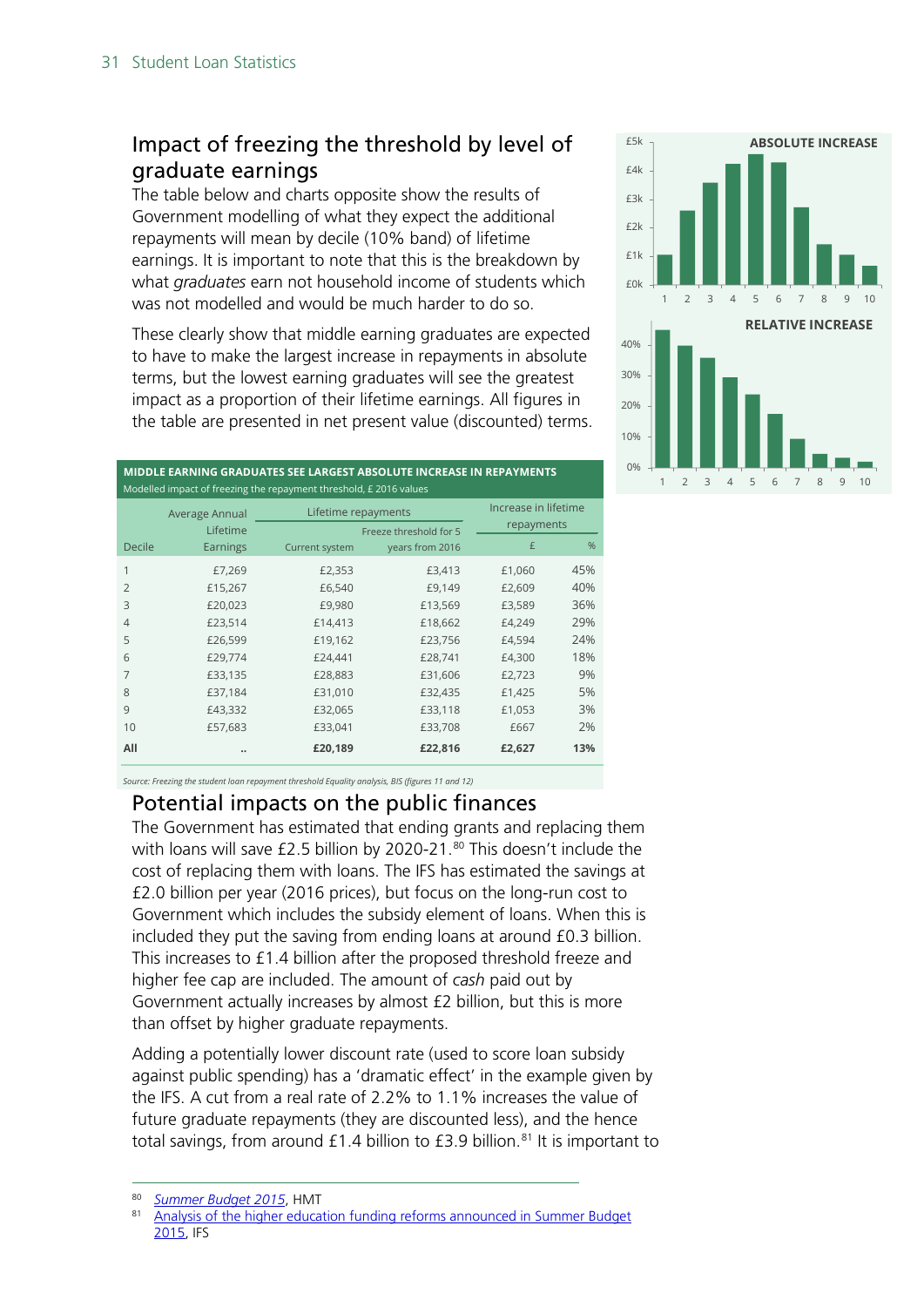## Impact of freezing the threshold by level of graduate earnings

The table below and charts opposite show the results of Government modelling of what they expect the additional repayments will mean by decile (10% band) of lifetime earnings. It is important to note that this is the breakdown by what *graduates* earn not household income of students which was not modelled and would be much harder to do so.

These clearly show that middle earning graduates are expected to have to make the largest increase in repayments in absolute terms, but the lowest earning graduates will see the greatest impact as a proportion of their lifetime earnings. All figures in the table are presented in net present value (discounted) terms.

**MIDDLE EARNING GRADUATES SEE LARGEST ABSOLUTE INCREASE IN REPAYMENTS**
Modelled impact of freezing the repayment threshold, £ 2016 values

| Decile | Average Annual Lifetime Earnings | Lifetime repayments | | Increase in lifetime repayments | |
|---|---|---|---|---|---|
| | | Current system | Freeze threshold for 5 years from 2016 | £ | % |
| 1 | £7,269 | £2,353 | £3,413 | £1,060 | 45% |
| 2 | £15,267 | £6,540 | £9,149 | £2,609 | 40% |
| 3 | £20,023 | £9,980 | £13,569 | £3,589 | 36% |
| 4 | £23,514 | £14,413 | £18,662 | £4,249 | 29% |
| 5 | £26,599 | £19,162 | £23,756 | £4,594 | 24% |
| 6 | £29,774 | £24,441 | £28,741 | £4,300 | 18% |
| 7 | £33,135 | £28,883 | £31,606 | £2,723 | 9% |
| 8 | £37,184 | £31,010 | £32,435 | £1,425 | 5% |
| 9 | £43,332 | £32,065 | £33,118 | £1,053 | 3% |
| 10 | £57,683 | £33,041 | £33,708 | £667 | 2% |
| **All** | .. | **£20,189** | **£22,816** | **£2,627** | **13%** |

*Source: Freezing the student loan repayment threshold Equality analysis, BIS (figures 11 and 12)*

## Potential impacts on the public finances

The Government has estimated that ending grants and replacing them with loans will save £2.5 billion by 2020-21.[80] This doesn't include the cost of replacing them with loans. The IFS has estimated the savings at £2.0 billion per year (2016 prices), but focus on the long-run cost to Government which includes the subsidy element of loans. When this is included they put the saving from ending loans at around £0.3 billion. This increases to £1.4 billion after the proposed threshold freeze and higher fee cap are included. The amount of *cash* paid out by Government actually increases by almost £2 billion, but this is more than offset by higher graduate repayments.

Adding a potentially lower discount rate (used to score loan subsidy against public spending) has a 'dramatic effect' in the example given by the IFS. A cut from a real rate of 2.2% to 1.1% increases the value of future graduate repayments (they are discounted less), and the hence total savings, from around £1.4 billion to £3.9 billion.[81] It is important to

---

80 *Summer Budget 2015*, HMT

81 Analysis of the higher education funding reforms announced in Summer Budget 2015, IFS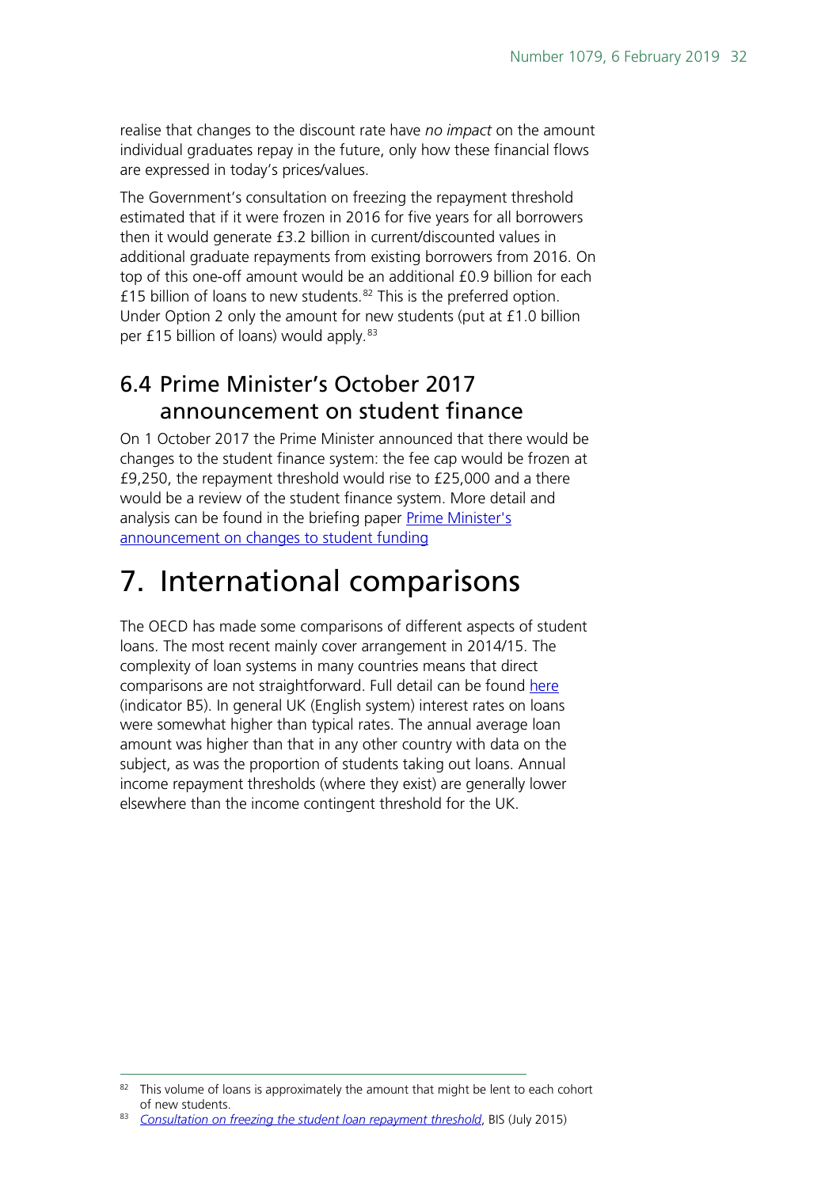realise that changes to the discount rate have *no impact* on the amount individual graduates repay in the future, only how these financial flows are expressed in today's prices/values.

The Government's consultation on freezing the repayment threshold estimated that if it were frozen in 2016 for five years for all borrowers then it would generate £3.2 billion in current/discounted values in additional graduate repayments from existing borrowers from 2016. On top of this one-off amount would be an additional £0.9 billion for each £15 billion of loans to new students.[82] This is the preferred option. Under Option 2 only the amount for new students (put at £1.0 billion per £15 billion of loans) would apply.[83]

## 6.4 Prime Minister's October 2017 announcement on student finance

On 1 October 2017 the Prime Minister announced that there would be changes to the student finance system: the fee cap would be frozen at £9,250, the repayment threshold would rise to £25,000 and a there would be a review of the student finance system. More detail and analysis can be found in the briefing paper [Prime Minister's announcement on changes to student funding]()

# 7. International comparisons

The OECD has made some comparisons of different aspects of student loans. The most recent mainly cover arrangement in 2014/15. The complexity of loan systems in many countries means that direct comparisons are not straightforward. Full detail can be found [here]() (indicator B5). In general UK (English system) interest rates on loans were somewhat higher than typical rates. The annual average loan amount was higher than that in any other country with data on the subject, as was the proportion of students taking out loans. Annual income repayment thresholds (where they exist) are generally lower elsewhere than the income contingent threshold for the UK.

---

[82] This volume of loans is approximately the amount that might be lent to each cohort of new students.

[83] *[Consultation on freezing the student loan repayment threshold]()*, BIS (July 2015)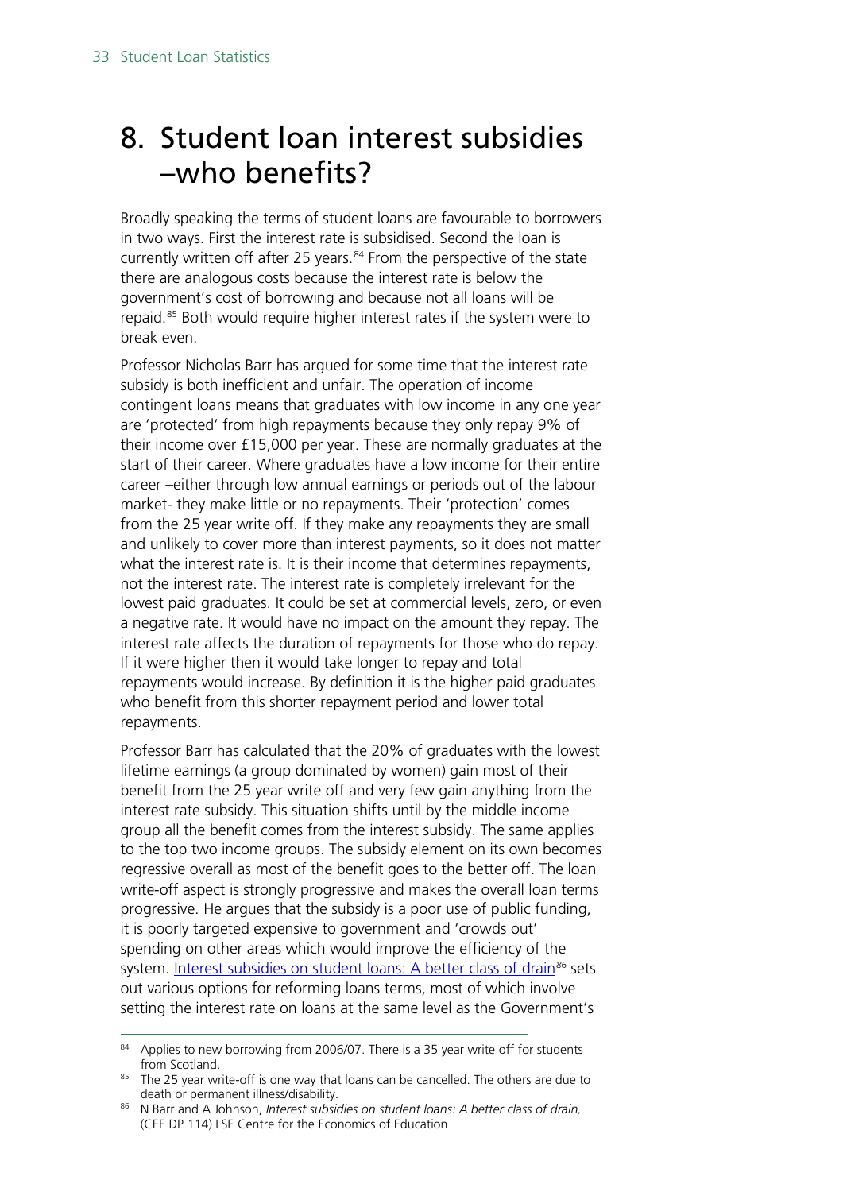# 8. Student loan interest subsidies –who benefits?

Broadly speaking the terms of student loans are favourable to borrowers in two ways. First the interest rate is subsidised. Second the loan is currently written off after 25 years.[84] From the perspective of the state there are analogous costs because the interest rate is below the government's cost of borrowing and because not all loans will be repaid.[85] Both would require higher interest rates if the system were to break even.

Professor Nicholas Barr has argued for some time that the interest rate subsidy is both inefficient and unfair. The operation of income contingent loans means that graduates with low income in any one year are 'protected' from high repayments because they only repay 9% of their income over £15,000 per year. These are normally graduates at the start of their career. Where graduates have a low income for their entire career –either through low annual earnings or periods out of the labour market- they make little or no repayments. Their 'protection' comes from the 25 year write off. If they make any repayments they are small and unlikely to cover more than interest payments, so it does not matter what the interest rate is. It is their income that determines repayments, not the interest rate. The interest rate is completely irrelevant for the lowest paid graduates. It could be set at commercial levels, zero, or even a negative rate. It would have no impact on the amount they repay. The interest rate affects the duration of repayments for those who do repay. If it were higher then it would take longer to repay and total repayments would increase. By definition it is the higher paid graduates who benefit from this shorter repayment period and lower total repayments.

Professor Barr has calculated that the 20% of graduates with the lowest lifetime earnings (a group dominated by women) gain most of their benefit from the 25 year write off and very few gain anything from the interest rate subsidy. This situation shifts until by the middle income group all the benefit comes from the interest subsidy. The same applies to the top two income groups. The subsidy element on its own becomes regressive overall as most of the benefit goes to the better off. The loan write-off aspect is strongly progressive and makes the overall loan terms progressive. He argues that the subsidy is a poor use of public funding, it is poorly targeted expensive to government and 'crowds out' spending on other areas which would improve the efficiency of the system. [Interest subsidies on student loans: A better class of drain](#)[86] sets out various options for reforming loans terms, most of which involve setting the interest rate on loans at the same level as the Government's

---

[84] Applies to new borrowing from 2006/07. There is a 35 year write off for students from Scotland.

[85] The 25 year write-off is one way that loans can be cancelled. The others are due to death or permanent illness/disability.

[86] N Barr and A Johnson, *Interest subsidies on student loans: A better class of drain,* (CEE DP 114) LSE Centre for the Economics of Education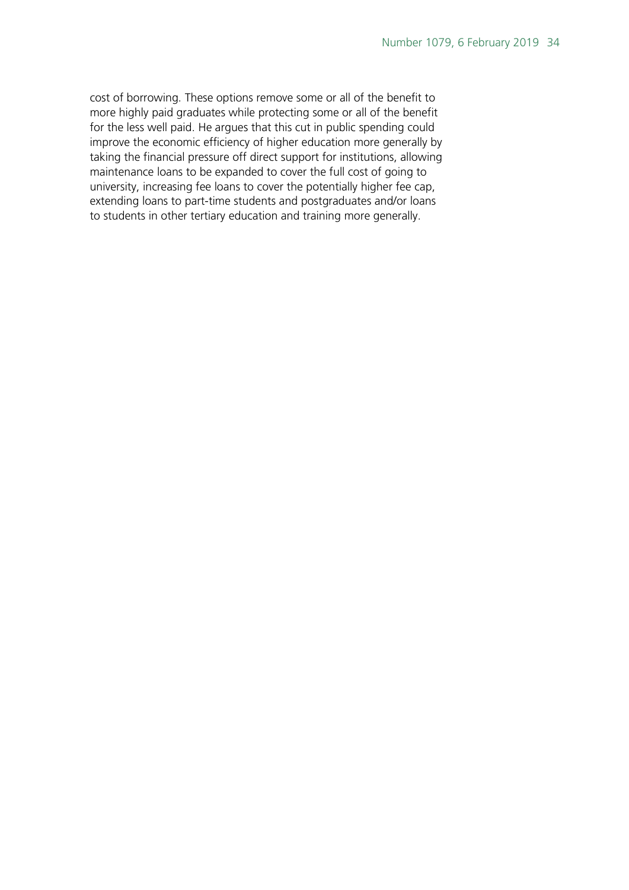cost of borrowing. These options remove some or all of the benefit to more highly paid graduates while protecting some or all of the benefit for the less well paid. He argues that this cut in public spending could improve the economic efficiency of higher education more generally by taking the financial pressure off direct support for institutions, allowing maintenance loans to be expanded to cover the full cost of going to university, increasing fee loans to cover the potentially higher fee cap, extending loans to part-time students and postgraduates and/or loans to students in other tertiary education and training more generally.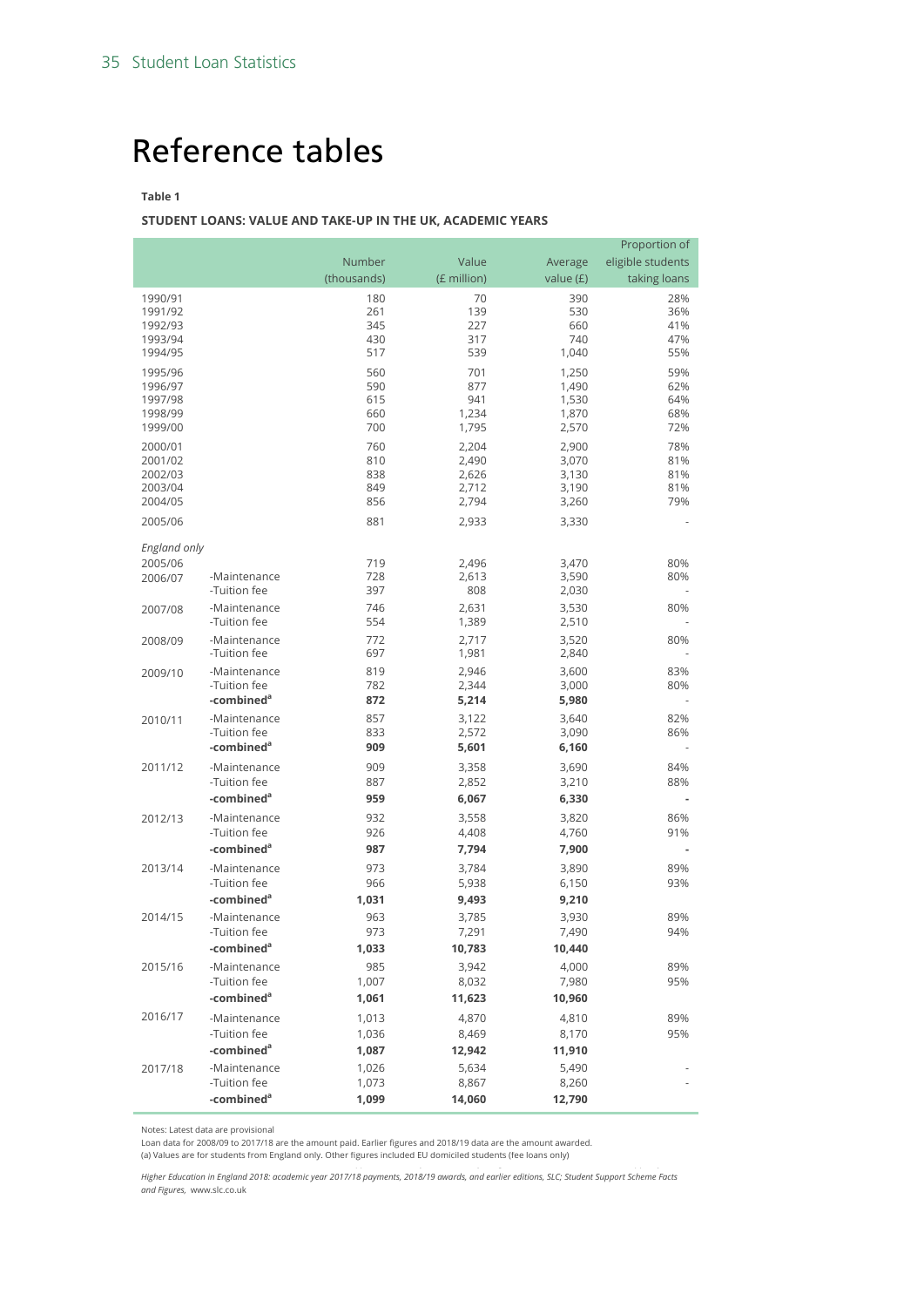# Reference tables

**Table 1**

**STUDENT LOANS: VALUE AND TAKE-UP IN THE UK, ACADEMIC YEARS**

| | | Number (thousands) | Value (£ million) | Average value (£) | Proportion of eligible students taking loans |
|---|---|---|---|---|---|
| 1990/91 | | 180 | 70 | 390 | 28% |
| 1991/92 | | 261 | 139 | 530 | 36% |
| 1992/93 | | 345 | 227 | 660 | 41% |
| 1993/94 | | 430 | 317 | 740 | 47% |
| 1994/95 | | 517 | 539 | 1,040 | 55% |
| 1995/96 | | 560 | 701 | 1,250 | 59% |
| 1996/97 | | 590 | 877 | 1,490 | 62% |
| 1997/98 | | 615 | 941 | 1,530 | 64% |
| 1998/99 | | 660 | 1,234 | 1,870 | 68% |
| 1999/00 | | 700 | 1,795 | 2,570 | 72% |
| 2000/01 | | 760 | 2,204 | 2,900 | 78% |
| 2001/02 | | 810 | 2,490 | 3,070 | 81% |
| 2002/03 | | 838 | 2,626 | 3,130 | 81% |
| 2003/04 | | 849 | 2,712 | 3,190 | 81% |
| 2004/05 | | 856 | 2,794 | 3,260 | 79% |
| 2005/06 | | 881 | 2,933 | 3,330 | - |
| *England only* | | | | | |
| 2005/06 | | 719 | 2,496 | 3,470 | 80% |
| 2006/07 | -Maintenance | 728 | 2,613 | 3,590 | 80% |
| | -Tuition fee | 397 | 808 | 2,030 | - |
| 2007/08 | -Maintenance | 746 | 2,631 | 3,530 | 80% |
| | -Tuition fee | 554 | 1,389 | 2,510 | - |
| 2008/09 | -Maintenance | 772 | 2,717 | 3,520 | 80% |
| | -Tuition fee | 697 | 1,981 | 2,840 | - |
| 2009/10 | -Maintenance | 819 | 2,946 | 3,600 | 83% |
| | -Tuition fee | 782 | 2,344 | 3,000 | 80% |
| | **-combined[a]** | **872** | **5,214** | **5,980** | - |
| 2010/11 | -Maintenance | 857 | 3,122 | 3,640 | 82% |
| | -Tuition fee | 833 | 2,572 | 3,090 | 86% |
| | **-combined[a]** | **909** | **5,601** | **6,160** | - |
| 2011/12 | -Maintenance | 909 | 3,358 | 3,690 | 84% |
| | -Tuition fee | 887 | 2,852 | 3,210 | 88% |
| | **-combined[a]** | **959** | **6,067** | **6,330** | **-** |
| 2012/13 | -Maintenance | 932 | 3,558 | 3,820 | 86% |
| | -Tuition fee | 926 | 4,408 | 4,760 | 91% |
| | **-combined[a]** | **987** | **7,794** | **7,900** | **-** |
| 2013/14 | -Maintenance | 973 | 3,784 | 3,890 | 89% |
| | -Tuition fee | 966 | 5,938 | 6,150 | 93% |
| | **-combined[a]** | **1,031** | **9,493** | **9,210** | |
| 2014/15 | -Maintenance | 963 | 3,785 | 3,930 | 89% |
| | -Tuition fee | 973 | 7,291 | 7,490 | 94% |
| | **-combined[a]** | **1,033** | **10,783** | **10,440** | |
| 2015/16 | -Maintenance | 985 | 3,942 | 4,000 | 89% |
| | -Tuition fee | 1,007 | 8,032 | 7,980 | 95% |
| | **-combined[a]** | **1,061** | **11,623** | **10,960** | |
| 2016/17 | -Maintenance | 1,013 | 4,870 | 4,810 | 89% |
| | -Tuition fee | 1,036 | 8,469 | 8,170 | 95% |
| | **-combined[a]** | **1,087** | **12,942** | **11,910** | |
| 2017/18 | -Maintenance | 1,026 | 5,634 | 5,490 | - |
| | -Tuition fee | 1,073 | 8,867 | 8,260 | - |
| | **-combined[a]** | **1,099** | **14,060** | **12,790** | |

Notes: Latest data are provisional
Loan data for 2008/09 to 2017/18 are the amount paid. Earlier figures and 2018/19 data are the amount awarded.
(a) Values are for students from England only. Other figures included EU domiciled students (fee loans only)

*Higher Education in England 2018: academic year 2017/18 payments, 2018/19 awards, and earlier editions, SLC; Student Support Scheme Facts and Figures,* www.slc.co.uk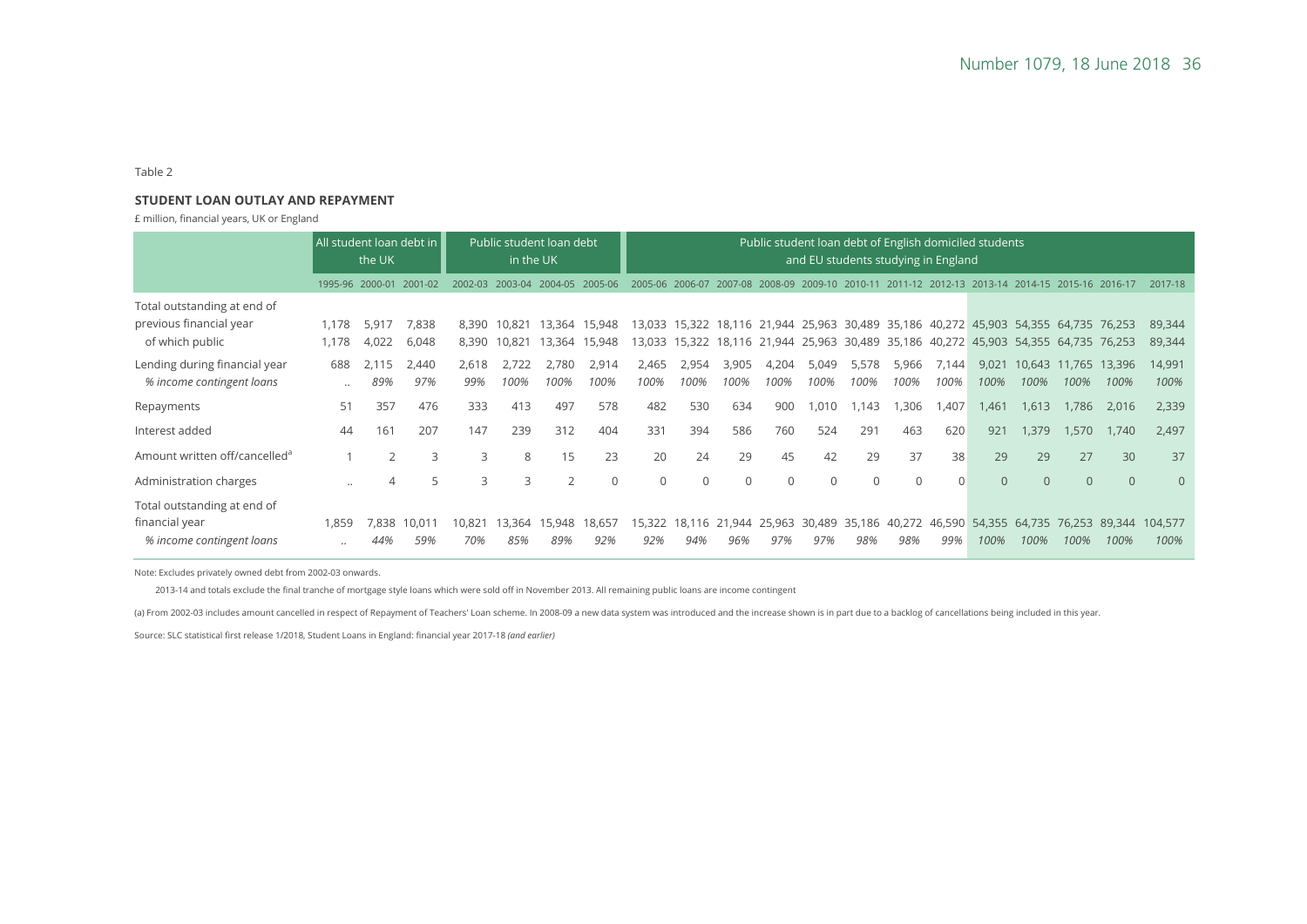Table 2

**STUDENT LOAN OUTLAY AND REPAYMENT**

£ million, financial years, UK or England

| | All student loan debt in the UK | | | Public student loan debt in the UK | | | | Public student loan debt of English domiciled students and EU students studying in England | | | | | | | | | | | | |
|---|---|---|---|---|---|---|---|---|---|---|---|---|---|---|---|---|---|---|---|---|
| | 1995-96 | 2000-01 | 2001-02 | 2002-03 | 2003-04 | 2004-05 | 2005-06 | 2005-06 | 2006-07 | 2007-08 | 2008-09 | 2009-10 | 2010-11 | 2011-12 | 2012-13 | 2013-14 | 2014-15 | 2015-16 | 2016-17 | 2017-18 |
| Total outstanding at end of previous financial year | 1,178 | 5,917 | 7,838 | 8,390 | 10,821 | 13,364 | 15,948 | 13,033 | 15,322 | 18,116 | 21,944 | 25,963 | 30,489 | 35,186 | 40,272 | 45,903 | 54,355 | 64,735 | 76,253 | 89,344 |
| of which public | 1,178 | 4,022 | 6,048 | 8,390 | 10,821 | 13,364 | 15,948 | 13,033 | 15,322 | 18,116 | 21,944 | 25,963 | 30,489 | 35,186 | 40,272 | 45,903 | 54,355 | 64,735 | 76,253 | 89,344 |
| Lending during financial year | 688 | 2,115 | 2,440 | 2,618 | 2,722 | 2,780 | 2,914 | 2,465 | 2,954 | 3,905 | 4,204 | 5,049 | 5,578 | 5,966 | 7,144 | 9,021 | 10,643 | 11,765 | 13,396 | 14,991 |
| *% income contingent loans* | .. | *89%* | *97%* | *99%* | *100%* | *100%* | *100%* | *100%* | *100%* | *100%* | *100%* | *100%* | *100%* | *100%* | *100%* | *100%* | *100%* | *100%* | *100%* | *100%* |
| Repayments | 51 | 357 | 476 | 333 | 413 | 497 | 578 | 482 | 530 | 634 | 900 | 1,010 | 1,143 | 1,306 | 1,407 | 1,461 | 1,613 | 1,786 | 2,016 | 2,339 |
| Interest added | 44 | 161 | 207 | 147 | 239 | 312 | 404 | 331 | 394 | 586 | 760 | 524 | 291 | 463 | 620 | 921 | 1,379 | 1,570 | 1,740 | 2,497 |
| Amount written off/cancelled[a] | 1 | 2 | 3 | 3 | 8 | 15 | 23 | 20 | 24 | 29 | 45 | 42 | 29 | 37 | 38 | 29 | 29 | 27 | 30 | 37 |
| Administration charges | .. | 4 | 5 | 3 | 3 | 2 | 0 | 0 | 0 | 0 | 0 | 0 | 0 | 0 | 0 | 0 | 0 | 0 | 0 | 0 |
| Total outstanding at end of financial year | 1,859 | 7,838 | 10,011 | 10,821 | 13,364 | 15,948 | 18,657 | 15,322 | 18,116 | 21,944 | 25,963 | 30,489 | 35,186 | 40,272 | 46,590 | 54,355 | 64,735 | 76,253 | 89,344 | 104,577 |
| *% income contingent loans* | .. | *44%* | *59%* | *70%* | *85%* | *89%* | *92%* | *92%* | *94%* | *96%* | *97%* | *97%* | *98%* | *98%* | *99%* | *100%* | *100%* | *100%* | *100%* | *100%* |

Note: Excludes privately owned debt from 2002-03 onwards.

2013-14 and totals exclude the final tranche of mortgage style loans which were sold off in November 2013. All remaining public loans are income contingent

(a) From 2002-03 includes amount cancelled in respect of Repayment of Teachers' Loan scheme. In 2008-09 a new data system was introduced and the increase shown is in part due to a backlog of cancellations being included in this year.

Source: SLC statistical first release 1/2018, Student Loans in England: financial year 2017-18 *(and earlier)*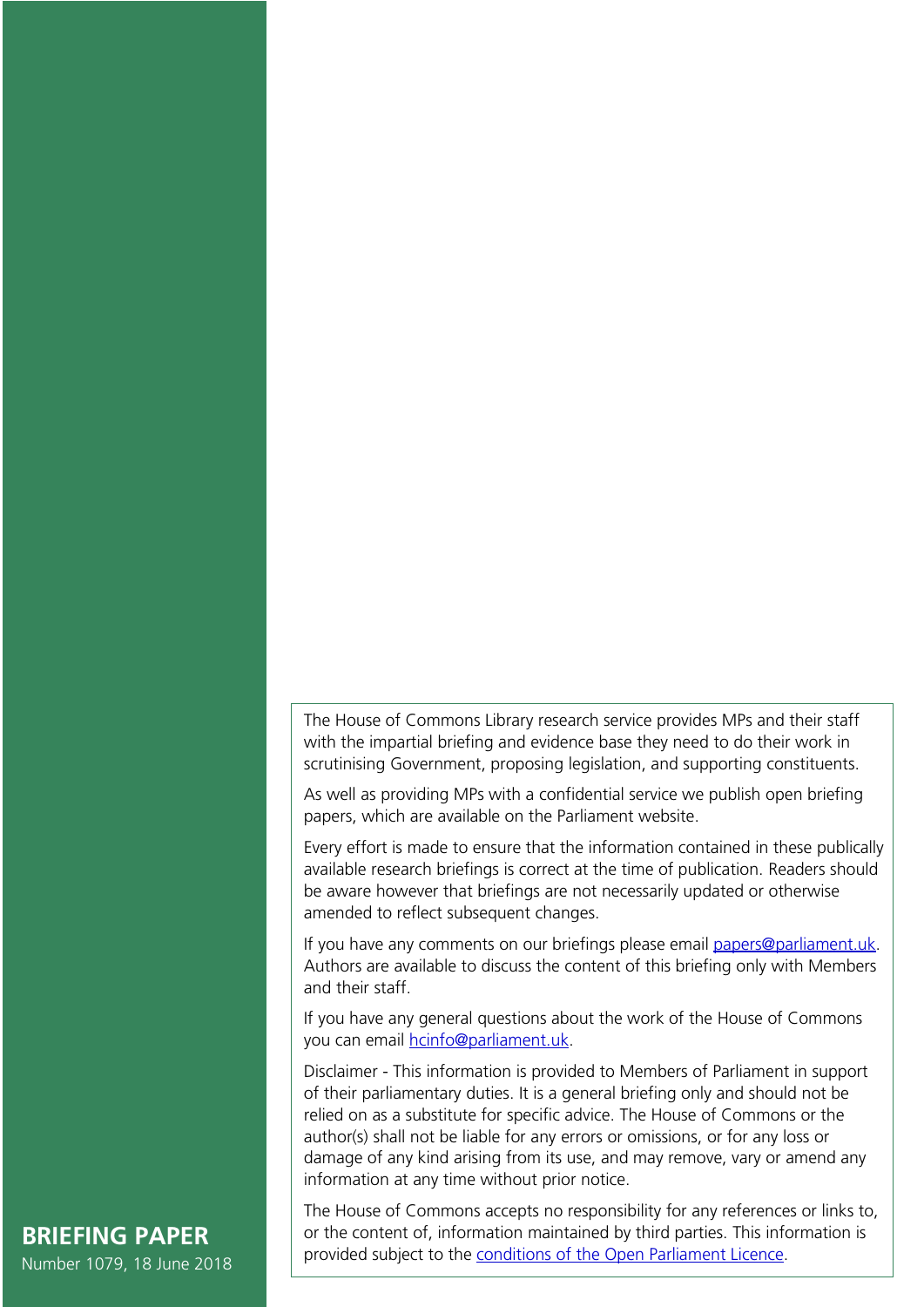The House of Commons Library research service provides MPs and their staff with the impartial briefing and evidence base they need to do their work in scrutinising Government, proposing legislation, and supporting constituents.

As well as providing MPs with a confidential service we publish open briefing papers, which are available on the Parliament website.

Every effort is made to ensure that the information contained in these publically available research briefings is correct at the time of publication. Readers should be aware however that briefings are not necessarily updated or otherwise amended to reflect subsequent changes.

If you have any comments on our briefings please email papers@parliament.uk. Authors are available to discuss the content of this briefing only with Members and their staff.

If you have any general questions about the work of the House of Commons you can email hcinfo@parliament.uk.

Disclaimer - This information is provided to Members of Parliament in support of their parliamentary duties. It is a general briefing only and should not be relied on as a substitute for specific advice. The House of Commons or the author(s) shall not be liable for any errors or omissions, or for any loss or damage of any kind arising from its use, and may remove, vary or amend any information at any time without prior notice.

The House of Commons accepts no responsibility for any references or links to, or the content of, information maintained by third parties. This information is provided subject to the conditions of the Open Parliament Licence.

**BRIEFING PAPER**

Number 1079, 18 June 2018